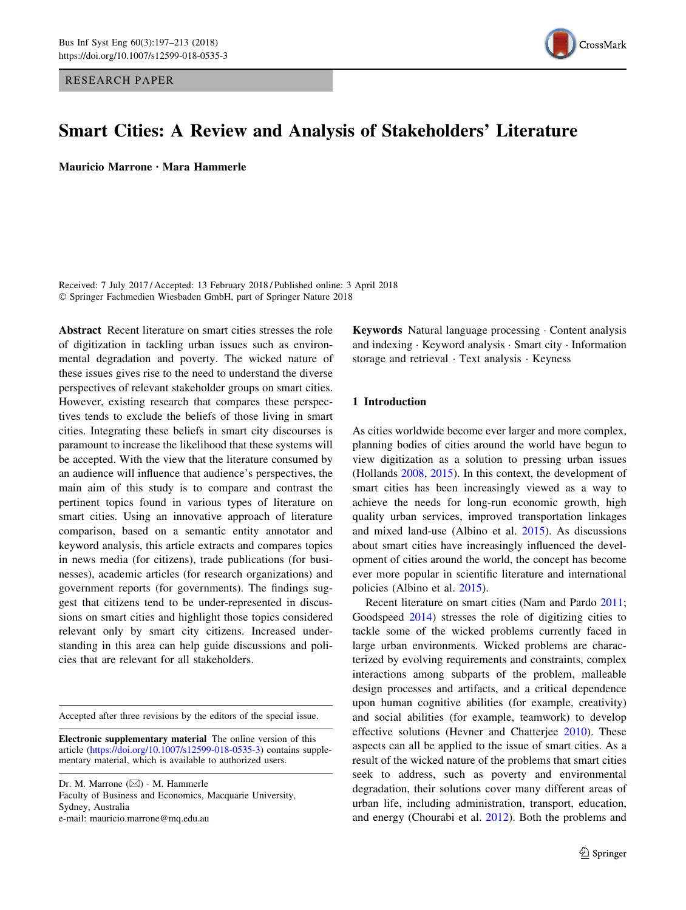RESEARCH PAPER

# Smart Cities: A Review and Analysis of Stakeholders' Literature

**Mauricio Marrone · Mara Hammerle**

Received: 7 July 2017 / Accepted: 13 February 2018 / Published online: 3 April 2018
© Springer Fachmedien Wiesbaden GmbH, part of Springer Nature 2018

**Abstract** Recent literature on smart cities stresses the role of digitization in tackling urban issues such as environmental degradation and poverty. The wicked nature of these issues gives rise to the need to understand the diverse perspectives of relevant stakeholder groups on smart cities. However, existing research that compares these perspectives tends to exclude the beliefs of those living in smart cities. Integrating these beliefs in smart city discourses is paramount to increase the likelihood that these systems will be accepted. With the view that the literature consumed by an audience will influence that audience's perspectives, the main aim of this study is to compare and contrast the pertinent topics found in various types of literature on smart cities. Using an innovative approach of literature comparison, based on a semantic entity annotator and keyword analysis, this article extracts and compares topics in news media (for citizens), trade publications (for businesses), academic articles (for research organizations) and government reports (for governments). The findings suggest that citizens tend to be under-represented in discussions on smart cities and highlight those topics considered relevant only by smart city citizens. Increased understanding in this area can help guide discussions and policies that are relevant for all stakeholders.

Accepted after three revisions by the editors of the special issue.

**Electronic supplementary material** The online version of this article (https://doi.org/10.1007/s12599-018-0535-3) contains supplementary material, which is available to authorized users.

Dr. M. Marrone (✉) · M. Hammerle
Faculty of Business and Economics, Macquarie University, Sydney, Australia
e-mail: mauricio.marrone@mq.edu.au

**Keywords** Natural language processing · Content analysis and indexing · Keyword analysis · Smart city · Information storage and retrieval · Text analysis · Keyness

## 1 Introduction

As cities worldwide become ever larger and more complex, planning bodies of cities around the world have begun to view digitization as a solution to pressing urban issues (Hollands 2008, 2015). In this context, the development of smart cities has been increasingly viewed as a way to achieve the needs for long-run economic growth, high quality urban services, improved transportation linkages and mixed land-use (Albino et al. 2015). As discussions about smart cities have increasingly influenced the development of cities around the world, the concept has become ever more popular in scientific literature and international policies (Albino et al. 2015).

Recent literature on smart cities (Nam and Pardo 2011; Goodspeed 2014) stresses the role of digitizing cities to tackle some of the wicked problems currently faced in large urban environments. Wicked problems are characterized by evolving requirements and constraints, complex interactions among subparts of the problem, malleable design processes and artifacts, and a critical dependence upon human cognitive abilities (for example, creativity) and social abilities (for example, teamwork) to develop effective solutions (Hevner and Chatterjee 2010). These aspects can all be applied to the issue of smart cities. As a result of the wicked nature of the problems that smart cities seek to address, such as poverty and environmental degradation, their solutions cover many different areas of urban life, including administration, transport, education, and energy (Chourabi et al. 2012). Both the problems and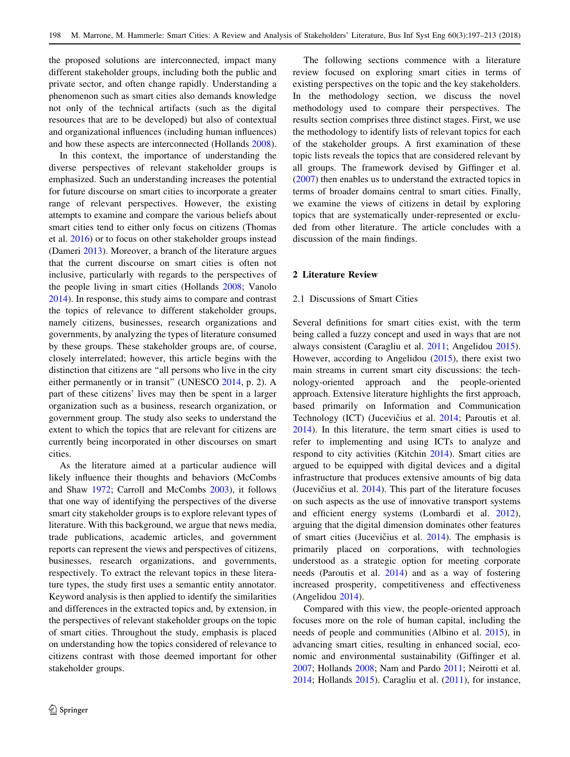the proposed solutions are interconnected, impact many different stakeholder groups, including both the public and private sector, and often change rapidly. Understanding a phenomenon such as smart cities also demands knowledge not only of the technical artifacts (such as the digital resources that are to be developed) but also of contextual and organizational influences (including human influences) and how these aspects are interconnected (Hollands 2008).

In this context, the importance of understanding the diverse perspectives of relevant stakeholder groups is emphasized. Such an understanding increases the potential for future discourse on smart cities to incorporate a greater range of relevant perspectives. However, the existing attempts to examine and compare the various beliefs about smart cities tend to either only focus on citizens (Thomas et al. 2016) or to focus on other stakeholder groups instead (Dameri 2013). Moreover, a branch of the literature argues that the current discourse on smart cities is often not inclusive, particularly with regards to the perspectives of the people living in smart cities (Hollands 2008; Vanolo 2014). In response, this study aims to compare and contrast the topics of relevance to different stakeholder groups, namely citizens, businesses, research organizations and governments, by analyzing the types of literature consumed by these groups. These stakeholder groups are, of course, closely interrelated; however, this article begins with the distinction that citizens are "all persons who live in the city either permanently or in transit" (UNESCO 2014, p. 2). A part of these citizens' lives may then be spent in a larger organization such as a business, research organization, or government group. The study also seeks to understand the extent to which the topics that are relevant for citizens are currently being incorporated in other discourses on smart cities.

As the literature aimed at a particular audience will likely influence their thoughts and behaviors (McCombs and Shaw 1972; Carroll and McCombs 2003), it follows that one way of identifying the perspectives of the diverse smart city stakeholder groups is to explore relevant types of literature. With this background, we argue that news media, trade publications, academic articles, and government reports can represent the views and perspectives of citizens, businesses, research organizations, and governments, respectively. To extract the relevant topics in these literature types, the study first uses a semantic entity annotator. Keyword analysis is then applied to identify the similarities and differences in the extracted topics and, by extension, in the perspectives of relevant stakeholder groups on the topic of smart cities. Throughout the study, emphasis is placed on understanding how the topics considered of relevance to citizens contrast with those deemed important for other stakeholder groups.

The following sections commence with a literature review focused on exploring smart cities in terms of existing perspectives on the topic and the key stakeholders. In the methodology section, we discuss the novel methodology used to compare their perspectives. The results section comprises three distinct stages. First, we use the methodology to identify lists of relevant topics for each of the stakeholder groups. A first examination of these topic lists reveals the topics that are considered relevant by all groups. The framework devised by Giffinger et al. (2007) then enables us to understand the extracted topics in terms of broader domains central to smart cities. Finally, we examine the views of citizens in detail by exploring topics that are systematically under-represented or excluded from other literature. The article concludes with a discussion of the main findings.

## 2 Literature Review

### 2.1 Discussions of Smart Cities

Several definitions for smart cities exist, with the term being called a fuzzy concept and used in ways that are not always consistent (Caragliu et al. 2011; Angelidou 2015). However, according to Angelidou (2015), there exist two main streams in current smart city discussions: the technology-oriented approach and the people-oriented approach. Extensive literature highlights the first approach, based primarily on Information and Communication Technology (ICT) (Jucevičius et al. 2014; Paroutis et al. 2014). In this literature, the term smart cities is used to refer to implementing and using ICTs to analyze and respond to city activities (Kitchin 2014). Smart cities are argued to be equipped with digital devices and a digital infrastructure that produces extensive amounts of big data (Jucevičius et al. 2014). This part of the literature focuses on such aspects as the use of innovative transport systems and efficient energy systems (Lombardi et al. 2012), arguing that the digital dimension dominates other features of smart cities (Jucevičius et al. 2014). The emphasis is primarily placed on corporations, with technologies understood as a strategic option for meeting corporate needs (Paroutis et al. 2014) and as a way of fostering increased prosperity, competitiveness and effectiveness (Angelidou 2014).

Compared with this view, the people-oriented approach focuses more on the role of human capital, including the needs of people and communities (Albino et al. 2015), in advancing smart cities, resulting in enhanced social, economic and environmental sustainability (Giffinger et al. 2007; Hollands 2008; Nam and Pardo 2011; Neirotti et al. 2014; Hollands 2015). Caragliu et al. (2011), for instance,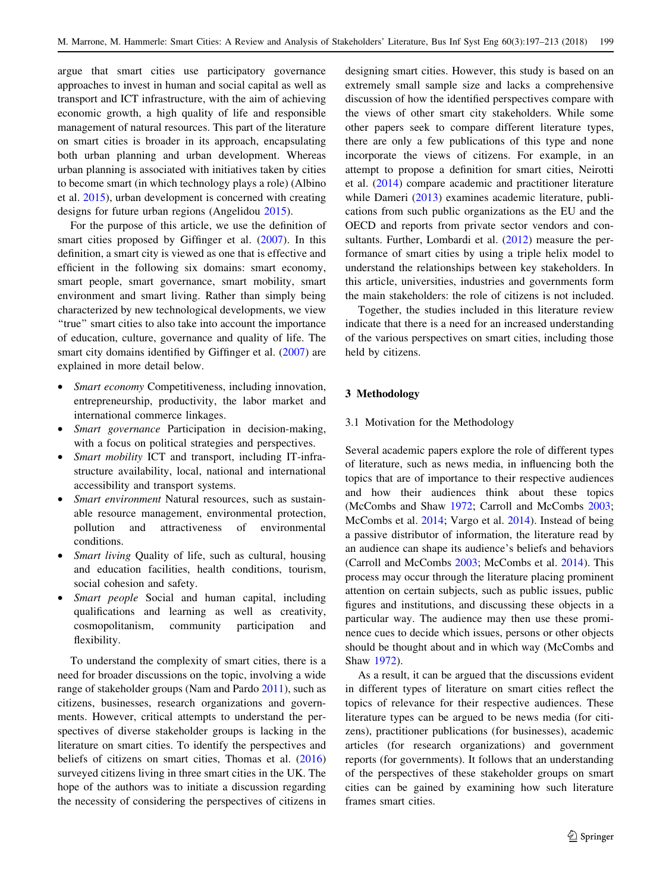argue that smart cities use participatory governance approaches to invest in human and social capital as well as transport and ICT infrastructure, with the aim of achieving economic growth, a high quality of life and responsible management of natural resources. This part of the literature on smart cities is broader in its approach, encapsulating both urban planning and urban development. Whereas urban planning is associated with initiatives taken by cities to become smart (in which technology plays a role) (Albino et al. 2015), urban development is concerned with creating designs for future urban regions (Angelidou 2015).

For the purpose of this article, we use the definition of smart cities proposed by Giffinger et al. (2007). In this definition, a smart city is viewed as one that is effective and efficient in the following six domains: smart economy, smart people, smart governance, smart mobility, smart environment and smart living. Rather than simply being characterized by new technological developments, we view "true" smart cities to also take into account the importance of education, culture, governance and quality of life. The smart city domains identified by Giffinger et al. (2007) are explained in more detail below.

- *Smart economy* Competitiveness, including innovation, entrepreneurship, productivity, the labor market and international commerce linkages.
- *Smart governance* Participation in decision-making, with a focus on political strategies and perspectives.
- *Smart mobility* ICT and transport, including IT-infrastructure availability, local, national and international accessibility and transport systems.
- *Smart environment* Natural resources, such as sustainable resource management, environmental protection, pollution and attractiveness of environmental conditions.
- *Smart living* Quality of life, such as cultural, housing and education facilities, health conditions, tourism, social cohesion and safety.
- *Smart people* Social and human capital, including qualifications and learning as well as creativity, cosmopolitanism, community participation and flexibility.

To understand the complexity of smart cities, there is a need for broader discussions on the topic, involving a wide range of stakeholder groups (Nam and Pardo 2011), such as citizens, businesses, research organizations and governments. However, critical attempts to understand the perspectives of diverse stakeholder groups is lacking in the literature on smart cities. To identify the perspectives and beliefs of citizens on smart cities, Thomas et al. (2016) surveyed citizens living in three smart cities in the UK. The hope of the authors was to initiate a discussion regarding the necessity of considering the perspectives of citizens in designing smart cities. However, this study is based on an extremely small sample size and lacks a comprehensive discussion of how the identified perspectives compare with the views of other smart city stakeholders. While some other papers seek to compare different literature types, there are only a few publications of this type and none incorporate the views of citizens. For example, in an attempt to propose a definition for smart cities, Neirotti et al. (2014) compare academic and practitioner literature while Dameri (2013) examines academic literature, publications from such public organizations as the EU and the OECD and reports from private sector vendors and consultants. Further, Lombardi et al. (2012) measure the performance of smart cities by using a triple helix model to understand the relationships between key stakeholders. In this article, universities, industries and governments form the main stakeholders: the role of citizens is not included.

Together, the studies included in this literature review indicate that there is a need for an increased understanding of the various perspectives on smart cities, including those held by citizens.

## 3 Methodology

### 3.1 Motivation for the Methodology

Several academic papers explore the role of different types of literature, such as news media, in influencing both the topics that are of importance to their respective audiences and how their audiences think about these topics (McCombs and Shaw 1972; Carroll and McCombs 2003; McCombs et al. 2014; Vargo et al. 2014). Instead of being a passive distributor of information, the literature read by an audience can shape its audience's beliefs and behaviors (Carroll and McCombs 2003; McCombs et al. 2014). This process may occur through the literature placing prominent attention on certain subjects, such as public issues, public figures and institutions, and discussing these objects in a particular way. The audience may then use these prominence cues to decide which issues, persons or other objects should be thought about and in which way (McCombs and Shaw 1972).

As a result, it can be argued that the discussions evident in different types of literature on smart cities reflect the topics of relevance for their respective audiences. These literature types can be argued to be news media (for citizens), practitioner publications (for businesses), academic articles (for research organizations) and government reports (for governments). It follows that an understanding of the perspectives of these stakeholder groups on smart cities can be gained by examining how such literature frames smart cities.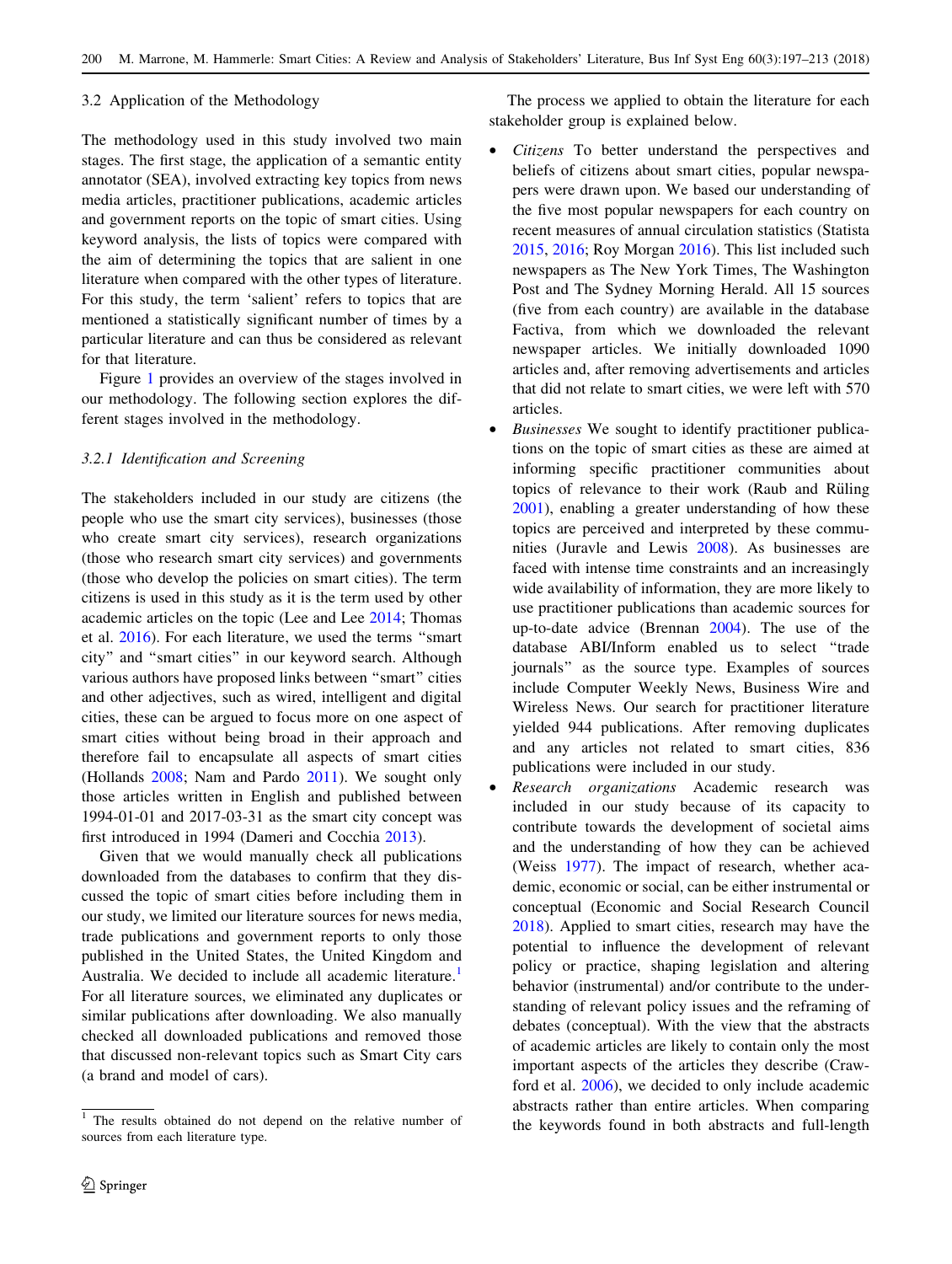### 3.2 Application of the Methodology

The methodology used in this study involved two main stages. The first stage, the application of a semantic entity annotator (SEA), involved extracting key topics from news media articles, practitioner publications, academic articles and government reports on the topic of smart cities. Using keyword analysis, the lists of topics were compared with the aim of determining the topics that are salient in one literature when compared with the other types of literature. For this study, the term 'salient' refers to topics that are mentioned a statistically significant number of times by a particular literature and can thus be considered as relevant for that literature.

Figure 1 provides an overview of the stages involved in our methodology. The following section explores the different stages involved in the methodology.

#### 3.2.1 Identification and Screening

The stakeholders included in our study are citizens (the people who use the smart city services), businesses (those who create smart city services), research organizations (those who research smart city services) and governments (those who develop the policies on smart cities). The term citizens is used in this study as it is the term used by other academic articles on the topic (Lee and Lee 2014; Thomas et al. 2016). For each literature, we used the terms "smart city" and "smart cities" in our keyword search. Although various authors have proposed links between "smart" cities and other adjectives, such as wired, intelligent and digital cities, these can be argued to focus more on one aspect of smart cities without being broad in their approach and therefore fail to encapsulate all aspects of smart cities (Hollands 2008; Nam and Pardo 2011). We sought only those articles written in English and published between 1994-01-01 and 2017-03-31 as the smart city concept was first introduced in 1994 (Dameri and Cocchia 2013).

Given that we would manually check all publications downloaded from the databases to confirm that they discussed the topic of smart cities before including them in our study, we limited our literature sources for news media, trade publications and government reports to only those published in the United States, the United Kingdom and Australia. We decided to include all academic literature.[1] For all literature sources, we eliminated any duplicates or similar publications after downloading. We also manually checked all downloaded publications and removed those that discussed non-relevant topics such as Smart City cars (a brand and model of cars).

The process we applied to obtain the literature for each stakeholder group is explained below.

- *Citizens* To better understand the perspectives and beliefs of citizens about smart cities, popular newspapers were drawn upon. We based our understanding of the five most popular newspapers for each country on recent measures of annual circulation statistics (Statista 2015, 2016; Roy Morgan 2016). This list included such newspapers as The New York Times, The Washington Post and The Sydney Morning Herald. All 15 sources (five from each country) are available in the database Factiva, from which we downloaded the relevant newspaper articles. We initially downloaded 1090 articles and, after removing advertisements and articles that did not relate to smart cities, we were left with 570 articles.
- *Businesses* We sought to identify practitioner publications on the topic of smart cities as these are aimed at informing specific practitioner communities about topics of relevance to their work (Raub and Rüling 2001), enabling a greater understanding of how these topics are perceived and interpreted by these communities (Juravle and Lewis 2008). As businesses are faced with intense time constraints and an increasingly wide availability of information, they are more likely to use practitioner publications than academic sources for up-to-date advice (Brennan 2004). The use of the database ABI/Inform enabled us to select "trade journals" as the source type. Examples of sources include Computer Weekly News, Business Wire and Wireless News. Our search for practitioner literature yielded 944 publications. After removing duplicates and any articles not related to smart cities, 836 publications were included in our study.
- *Research organizations* Academic research was included in our study because of its capacity to contribute towards the development of societal aims and the understanding of how they can be achieved (Weiss 1977). The impact of research, whether academic, economic or social, can be either instrumental or conceptual (Economic and Social Research Council 2018). Applied to smart cities, research may have the potential to influence the development of relevant policy or practice, shaping legislation and altering behavior (instrumental) and/or contribute to the understanding of relevant policy issues and the reframing of debates (conceptual). With the view that the abstracts of academic articles are likely to contain only the most important aspects of the articles they describe (Crawford et al. 2006), we decided to only include academic abstracts rather than entire articles. When comparing the keywords found in both abstracts and full-length

[1] The results obtained do not depend on the relative number of sources from each literature type.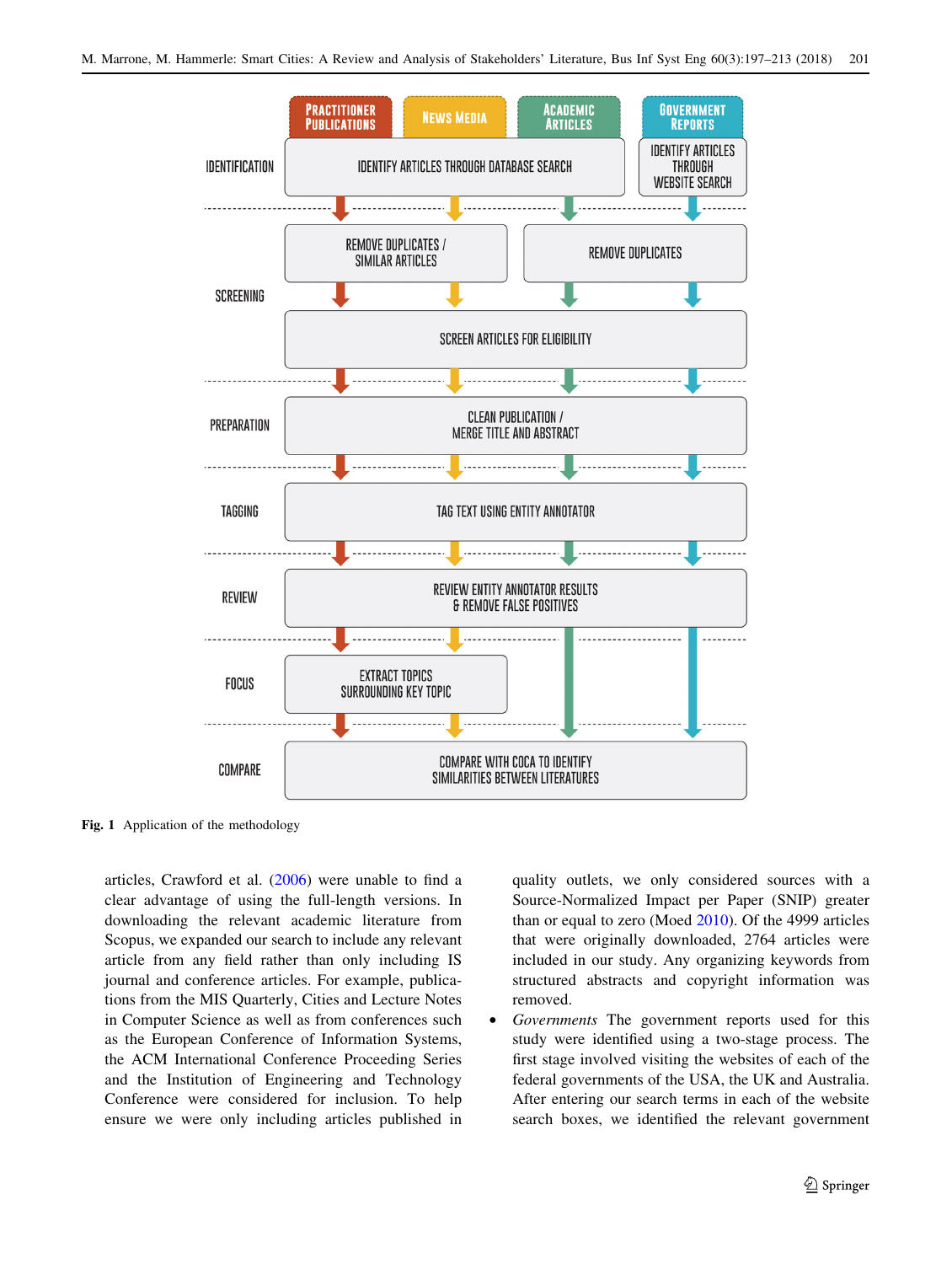Fig. 1 Application of the methodology

articles, Crawford et al. (2006) were unable to find a clear advantage of using the full-length versions. In downloading the relevant academic literature from Scopus, we expanded our search to include any relevant article from any field rather than only including IS journal and conference articles. For example, publications from the MIS Quarterly, Cities and Lecture Notes in Computer Science as well as from conferences such as the European Conference of Information Systems, the ACM International Conference Proceeding Series and the Institution of Engineering and Technology Conference were considered for inclusion. To help ensure we were only including articles published in quality outlets, we only considered sources with a Source-Normalized Impact per Paper (SNIP) greater than or equal to zero (Moed 2010). Of the 4999 articles that were originally downloaded, 2764 articles were included in our study. Any organizing keywords from structured abstracts and copyright information was removed.

- *Governments* The government reports used for this study were identified using a two-stage process. The first stage involved visiting the websites of each of the federal governments of the USA, the UK and Australia. After entering our search terms in each of the website search boxes, we identified the relevant government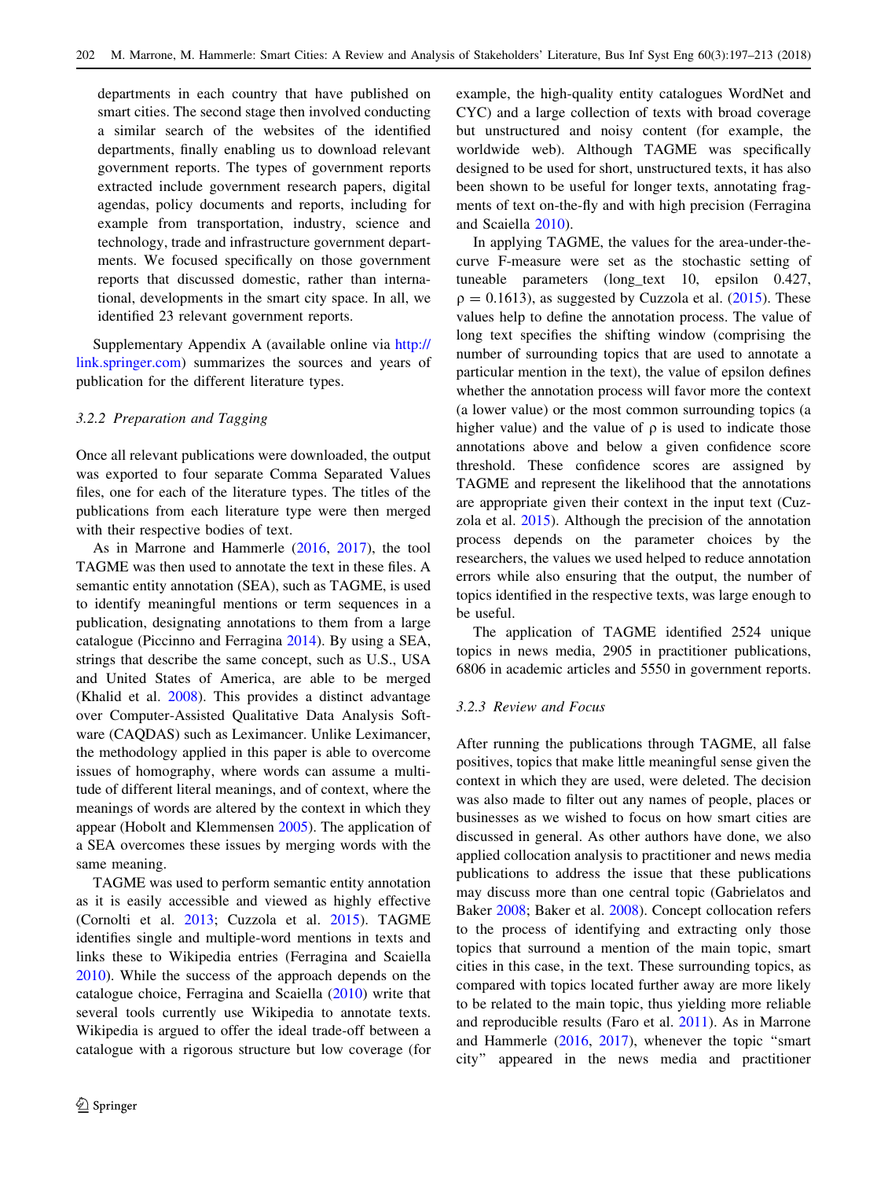departments in each country that have published on smart cities. The second stage then involved conducting a similar search of the websites of the identified departments, finally enabling us to download relevant government reports. The types of government reports extracted include government research papers, digital agendas, policy documents and reports, including for example from transportation, industry, science and technology, trade and infrastructure government departments. We focused specifically on those government reports that discussed domestic, rather than international, developments in the smart city space. In all, we identified 23 relevant government reports.

Supplementary Appendix A (available online via http://link.springer.com) summarizes the sources and years of publication for the different literature types.

### 3.2.2 Preparation and Tagging

Once all relevant publications were downloaded, the output was exported to four separate Comma Separated Values files, one for each of the literature types. The titles of the publications from each literature type were then merged with their respective bodies of text.

As in Marrone and Hammerle (2016, 2017), the tool TAGME was then used to annotate the text in these files. A semantic entity annotation (SEA), such as TAGME, is used to identify meaningful mentions or term sequences in a publication, designating annotations to them from a large catalogue (Piccinno and Ferragina 2014). By using a SEA, strings that describe the same concept, such as U.S., USA and United States of America, are able to be merged (Khalid et al. 2008). This provides a distinct advantage over Computer-Assisted Qualitative Data Analysis Software (CAQDAS) such as Leximancer. Unlike Leximancer, the methodology applied in this paper is able to overcome issues of homography, where words can assume a multitude of different literal meanings, and of context, where the meanings of words are altered by the context in which they appear (Hobolt and Klemmensen 2005). The application of a SEA overcomes these issues by merging words with the same meaning.

TAGME was used to perform semantic entity annotation as it is easily accessible and viewed as highly effective (Cornolti et al. 2013; Cuzzola et al. 2015). TAGME identifies single and multiple-word mentions in texts and links these to Wikipedia entries (Ferragina and Scaiella 2010). While the success of the approach depends on the catalogue choice, Ferragina and Scaiella (2010) write that several tools currently use Wikipedia to annotate texts. Wikipedia is argued to offer the ideal trade-off between a catalogue with a rigorous structure but low coverage (for example, the high-quality entity catalogues WordNet and CYC) and a large collection of texts with broad coverage but unstructured and noisy content (for example, the worldwide web). Although TAGME was specifically designed to be used for short, unstructured texts, it has also been shown to be useful for longer texts, annotating fragments of text on-the-fly and with high precision (Ferragina and Scaiella 2010).

In applying TAGME, the values for the area-under-the-curve F-measure were set as the stochastic setting of tuneable parameters (long_text 10, epsilon 0.427, $\rho = 0.1613$), as suggested by Cuzzola et al. (2015). These values help to define the annotation process. The value of long text specifies the shifting window (comprising the number of surrounding topics that are used to annotate a particular mention in the text), the value of epsilon defines whether the annotation process will favor more the context (a lower value) or the most common surrounding topics (a higher value) and the value of $\rho$ is used to indicate those annotations above and below a given confidence score threshold. These confidence scores are assigned by TAGME and represent the likelihood that the annotations are appropriate given their context in the input text (Cuzzola et al. 2015). Although the precision of the annotation process depends on the parameter choices by the researchers, the values we used helped to reduce annotation errors while also ensuring that the output, the number of topics identified in the respective texts, was large enough to be useful.

The application of TAGME identified 2524 unique topics in news media, 2905 in practitioner publications, 6806 in academic articles and 5550 in government reports.

### 3.2.3 Review and Focus

After running the publications through TAGME, all false positives, topics that make little meaningful sense given the context in which they are used, were deleted. The decision was also made to filter out any names of people, places or businesses as we wished to focus on how smart cities are discussed in general. As other authors have done, we also applied collocation analysis to practitioner and news media publications to address the issue that these publications may discuss more than one central topic (Gabrielatos and Baker 2008; Baker et al. 2008). Concept collocation refers to the process of identifying and extracting only those topics that surround a mention of the main topic, smart cities in this case, in the text. These surrounding topics, as compared with topics located further away are more likely to be related to the main topic, thus yielding more reliable and reproducible results (Faro et al. 2011). As in Marrone and Hammerle (2016, 2017), whenever the topic "smart city" appeared in the news media and practitioner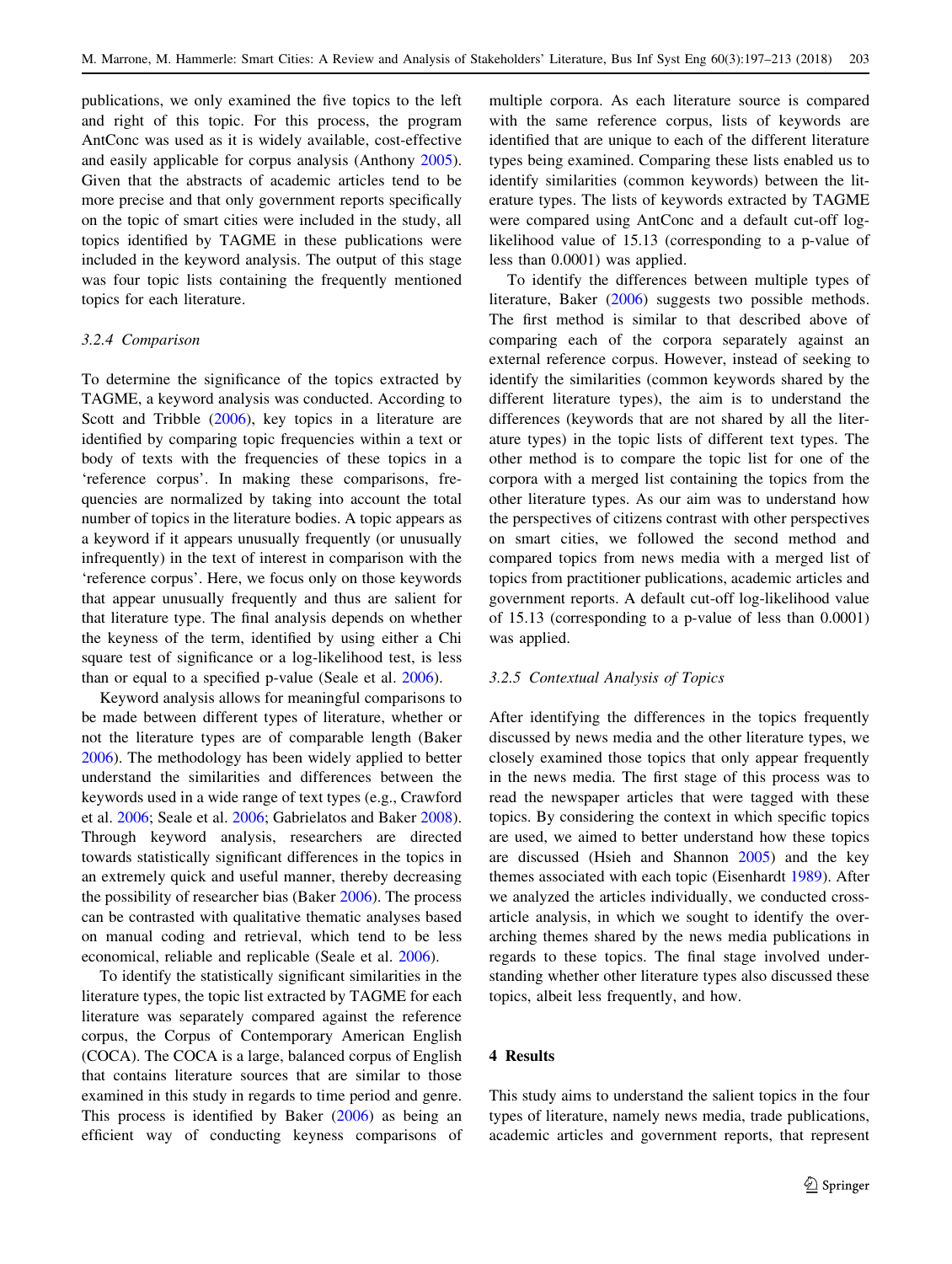publications, we only examined the five topics to the left and right of this topic. For this process, the program AntConc was used as it is widely available, cost-effective and easily applicable for corpus analysis (Anthony 2005). Given that the abstracts of academic articles tend to be more precise and that only government reports specifically on the topic of smart cities were included in the study, all topics identified by TAGME in these publications were included in the keyword analysis. The output of this stage was four topic lists containing the frequently mentioned topics for each literature.

#### 3.2.4 Comparison

To determine the significance of the topics extracted by TAGME, a keyword analysis was conducted. According to Scott and Tribble (2006), key topics in a literature are identified by comparing topic frequencies within a text or body of texts with the frequencies of these topics in a 'reference corpus'. In making these comparisons, frequencies are normalized by taking into account the total number of topics in the literature bodies. A topic appears as a keyword if it appears unusually frequently (or unusually infrequently) in the text of interest in comparison with the 'reference corpus'. Here, we focus only on those keywords that appear unusually frequently and thus are salient for that literature type. The final analysis depends on whether the keyness of the term, identified by using either a Chi square test of significance or a log-likelihood test, is less than or equal to a specified p-value (Seale et al. 2006).

Keyword analysis allows for meaningful comparisons to be made between different types of literature, whether or not the literature types are of comparable length (Baker 2006). The methodology has been widely applied to better understand the similarities and differences between the keywords used in a wide range of text types (e.g., Crawford et al. 2006; Seale et al. 2006; Gabrielatos and Baker 2008). Through keyword analysis, researchers are directed towards statistically significant differences in the topics in an extremely quick and useful manner, thereby decreasing the possibility of researcher bias (Baker 2006). The process can be contrasted with qualitative thematic analyses based on manual coding and retrieval, which tend to be less economical, reliable and replicable (Seale et al. 2006).

To identify the statistically significant similarities in the literature types, the topic list extracted by TAGME for each literature was separately compared against the reference corpus, the Corpus of Contemporary American English (COCA). The COCA is a large, balanced corpus of English that contains literature sources that are similar to those examined in this study in regards to time period and genre. This process is identified by Baker (2006) as being an efficient way of conducting keyness comparisons of multiple corpora. As each literature source is compared with the same reference corpus, lists of keywords are identified that are unique to each of the different literature types being examined. Comparing these lists enabled us to identify similarities (common keywords) between the literature types. The lists of keywords extracted by TAGME were compared using AntConc and a default cut-off log-likelihood value of 15.13 (corresponding to a p-value of less than 0.0001) was applied.

To identify the differences between multiple types of literature, Baker (2006) suggests two possible methods. The first method is similar to that described above of comparing each of the corpora separately against an external reference corpus. However, instead of seeking to identify the similarities (common keywords shared by the different literature types), the aim is to understand the differences (keywords that are not shared by all the literature types) in the topic lists of different text types. The other method is to compare the topic list for one of the corpora with a merged list containing the topics from the other literature types. As our aim was to understand how the perspectives of citizens contrast with other perspectives on smart cities, we followed the second method and compared topics from news media with a merged list of topics from practitioner publications, academic articles and government reports. A default cut-off log-likelihood value of 15.13 (corresponding to a p-value of less than 0.0001) was applied.

#### 3.2.5 Contextual Analysis of Topics

After identifying the differences in the topics frequently discussed by news media and the other literature types, we closely examined those topics that only appear frequently in the news media. The first stage of this process was to read the newspaper articles that were tagged with these topics. By considering the context in which specific topics are used, we aimed to better understand how these topics are discussed (Hsieh and Shannon 2005) and the key themes associated with each topic (Eisenhardt 1989). After we analyzed the articles individually, we conducted cross-article analysis, in which we sought to identify the overarching themes shared by the news media publications in regards to these topics. The final stage involved understanding whether other literature types also discussed these topics, albeit less frequently, and how.

## 4 Results

This study aims to understand the salient topics in the four types of literature, namely news media, trade publications, academic articles and government reports, that represent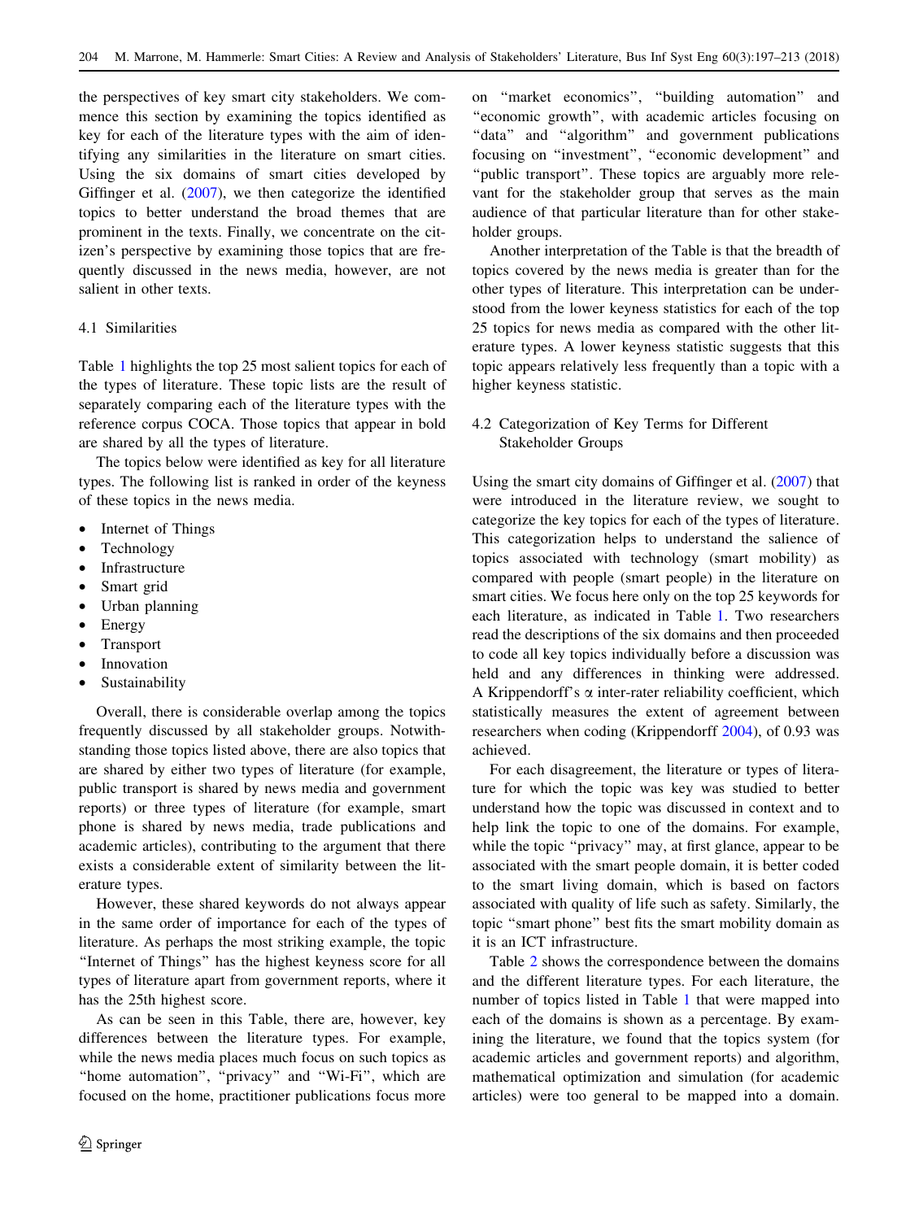the perspectives of key smart city stakeholders. We commence this section by examining the topics identified as key for each of the literature types with the aim of identifying any similarities in the literature on smart cities. Using the six domains of smart cities developed by Giffinger et al. (2007), we then categorize the identified topics to better understand the broad themes that are prominent in the texts. Finally, we concentrate on the citizen's perspective by examining those topics that are frequently discussed in the news media, however, are not salient in other texts.

### 4.1 Similarities

Table 1 highlights the top 25 most salient topics for each of the types of literature. These topic lists are the result of separately comparing each of the literature types with the reference corpus COCA. Those topics that appear in bold are shared by all the types of literature.

The topics below were identified as key for all literature types. The following list is ranked in order of the keyness of these topics in the news media.

- Internet of Things
- Technology
- Infrastructure
- Smart grid
- Urban planning
- Energy
- Transport
- Innovation
- Sustainability

Overall, there is considerable overlap among the topics frequently discussed by all stakeholder groups. Notwithstanding those topics listed above, there are also topics that are shared by either two types of literature (for example, public transport is shared by news media and government reports) or three types of literature (for example, smart phone is shared by news media, trade publications and academic articles), contributing to the argument that there exists a considerable extent of similarity between the literature types.

However, these shared keywords do not always appear in the same order of importance for each of the types of literature. As perhaps the most striking example, the topic "Internet of Things" has the highest keyness score for all types of literature apart from government reports, where it has the 25th highest score.

As can be seen in this Table, there are, however, key differences between the literature types. For example, while the news media places much focus on such topics as "home automation", "privacy" and "Wi-Fi", which are focused on the home, practitioner publications focus more on "market economics", "building automation" and "economic growth", with academic articles focusing on "data" and "algorithm" and government publications focusing on "investment", "economic development" and "public transport". These topics are arguably more relevant for the stakeholder group that serves as the main audience of that particular literature than for other stakeholder groups.

Another interpretation of the Table is that the breadth of topics covered by the news media is greater than for the other types of literature. This interpretation can be understood from the lower keyness statistics for each of the top 25 topics for news media as compared with the other literature types. A lower keyness statistic suggests that this topic appears relatively less frequently than a topic with a higher keyness statistic.

### 4.2 Categorization of Key Terms for Different Stakeholder Groups

Using the smart city domains of Giffinger et al. (2007) that were introduced in the literature review, we sought to categorize the key topics for each of the types of literature. This categorization helps to understand the salience of topics associated with technology (smart mobility) as compared with people (smart people) in the literature on smart cities. We focus here only on the top 25 keywords for each literature, as indicated in Table 1. Two researchers read the descriptions of the six domains and then proceeded to code all key topics individually before a discussion was held and any differences in thinking were addressed. A Krippendorff's α inter-rater reliability coefficient, which statistically measures the extent of agreement between researchers when coding (Krippendorff 2004), of 0.93 was achieved.

For each disagreement, the literature or types of literature for which the topic was key was studied to better understand how the topic was discussed in context and to help link the topic to one of the domains. For example, while the topic "privacy" may, at first glance, appear to be associated with the smart people domain, it is better coded to the smart living domain, which is based on factors associated with quality of life such as safety. Similarly, the topic "smart phone" best fits the smart mobility domain as it is an ICT infrastructure.

Table 2 shows the correspondence between the domains and the different literature types. For each literature, the number of topics listed in Table 1 that were mapped into each of the domains is shown as a percentage. By examining the literature, we found that the topics system (for academic articles and government reports) and algorithm, mathematical optimization and simulation (for academic articles) were too general to be mapped into a domain.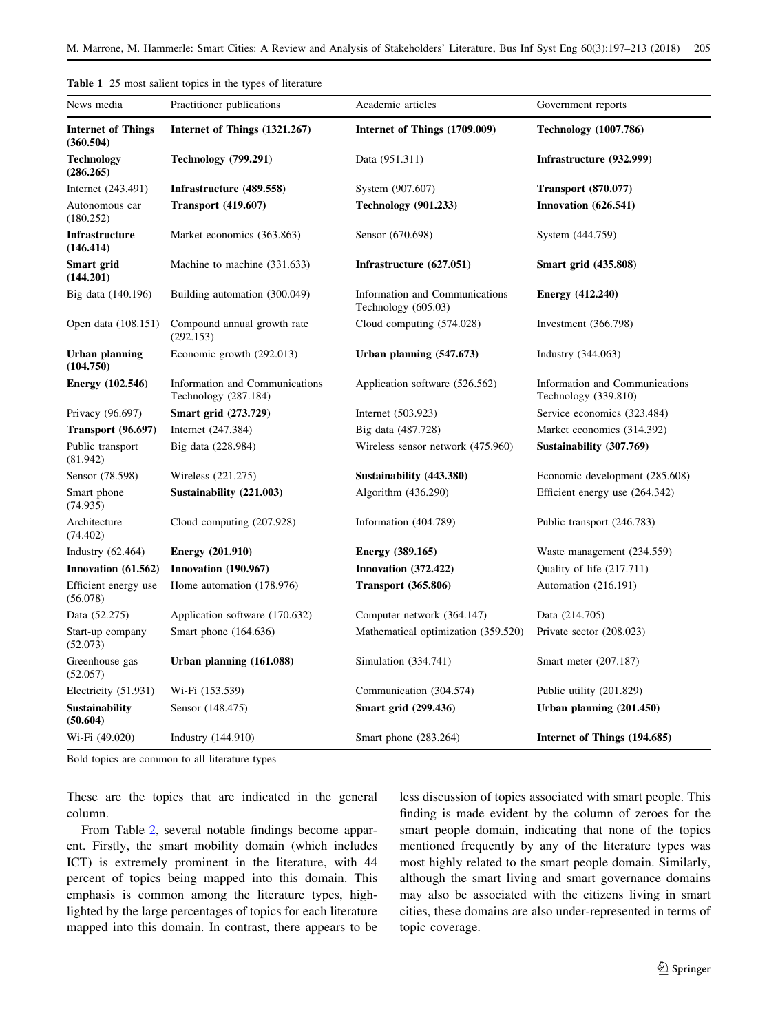**Table 1** 25 most salient topics in the types of literature

| News media | Practitioner publications | Academic articles | Government reports |
|---|---|---|---|
| **Internet of Things (360.504)** | **Internet of Things (1321.267)** | **Internet of Things (1709.009)** | **Technology (1007.786)** |
| **Technology (286.265)** | **Technology (799.291)** | Data (951.311) | **Infrastructure (932.999)** |
| Internet (243.491) | **Infrastructure (489.558)** | System (907.607) | **Transport (870.077)** |
| Autonomous car (180.252) | **Transport (419.607)** | **Technology (901.233)** | **Innovation (626.541)** |
| **Infrastructure (146.414)** | Market economics (363.863) | Sensor (670.698) | System (444.759) |
| **Smart grid (144.201)** | Machine to machine (331.633) | **Infrastructure (627.051)** | **Smart grid (435.808)** |
| Big data (140.196) | Building automation (300.049) | Information and Communications Technology (605.03) | **Energy (412.240)** |
| Open data (108.151) | Compound annual growth rate (292.153) | Cloud computing (574.028) | Investment (366.798) |
| **Urban planning (104.750)** | Economic growth (292.013) | **Urban planning (547.673)** | Industry (344.063) |
| **Energy (102.546)** | Information and Communications Technology (287.184) | Application software (526.562) | Information and Communications Technology (339.810) |
| Privacy (96.697) | **Smart grid (273.729)** | Internet (503.923) | Service economics (323.484) |
| **Transport (96.697)** | Internet (247.384) | Big data (487.728) | Market economics (314.392) |
| Public transport (81.942) | Big data (228.984) | Wireless sensor network (475.960) | **Sustainability (307.769)** |
| Sensor (78.598) | Wireless (221.275) | **Sustainability (443.380)** | Economic development (285.608) |
| Smart phone (74.935) | **Sustainability (221.003)** | Algorithm (436.290) | Efficient energy use (264.342) |
| Architecture (74.402) | Cloud computing (207.928) | Information (404.789) | Public transport (246.783) |
| Industry (62.464) | **Energy (201.910)** | **Energy (389.165)** | Waste management (234.559) |
| **Innovation (61.562)** | **Innovation (190.967)** | **Innovation (372.422)** | Quality of life (217.711) |
| Efficient energy use (56.078) | Home automation (178.976) | **Transport (365.806)** | Automation (216.191) |
| Data (52.275) | Application software (170.632) | Computer network (364.147) | Data (214.705) |
| Start-up company (52.073) | Smart phone (164.636) | Mathematical optimization (359.520) | Private sector (208.023) |
| Greenhouse gas (52.057) | **Urban planning (161.088)** | Simulation (334.741) | Smart meter (207.187) |
| Electricity (51.931) | Wi-Fi (153.539) | Communication (304.574) | Public utility (201.829) |
| **Sustainability (50.604)** | Sensor (148.475) | **Smart grid (299.436)** | **Urban planning (201.450)** |
| Wi-Fi (49.020) | Industry (144.910) | Smart phone (283.264) | **Internet of Things (194.685)** |

Bold topics are common to all literature types

These are the topics that are indicated in the general column.

From Table 2, several notable findings become apparent. Firstly, the smart mobility domain (which includes ICT) is extremely prominent in the literature, with 44 percent of topics being mapped into this domain. This emphasis is common among the literature types, highlighted by the large percentages of topics for each literature mapped into this domain. In contrast, there appears to be less discussion of topics associated with smart people. This finding is made evident by the column of zeroes for the smart people domain, indicating that none of the topics mentioned frequently by any of the literature types was most highly related to the smart people domain. Similarly, although the smart living and smart governance domains may also be associated with the citizens living in smart cities, these domains are also under-represented in terms of topic coverage.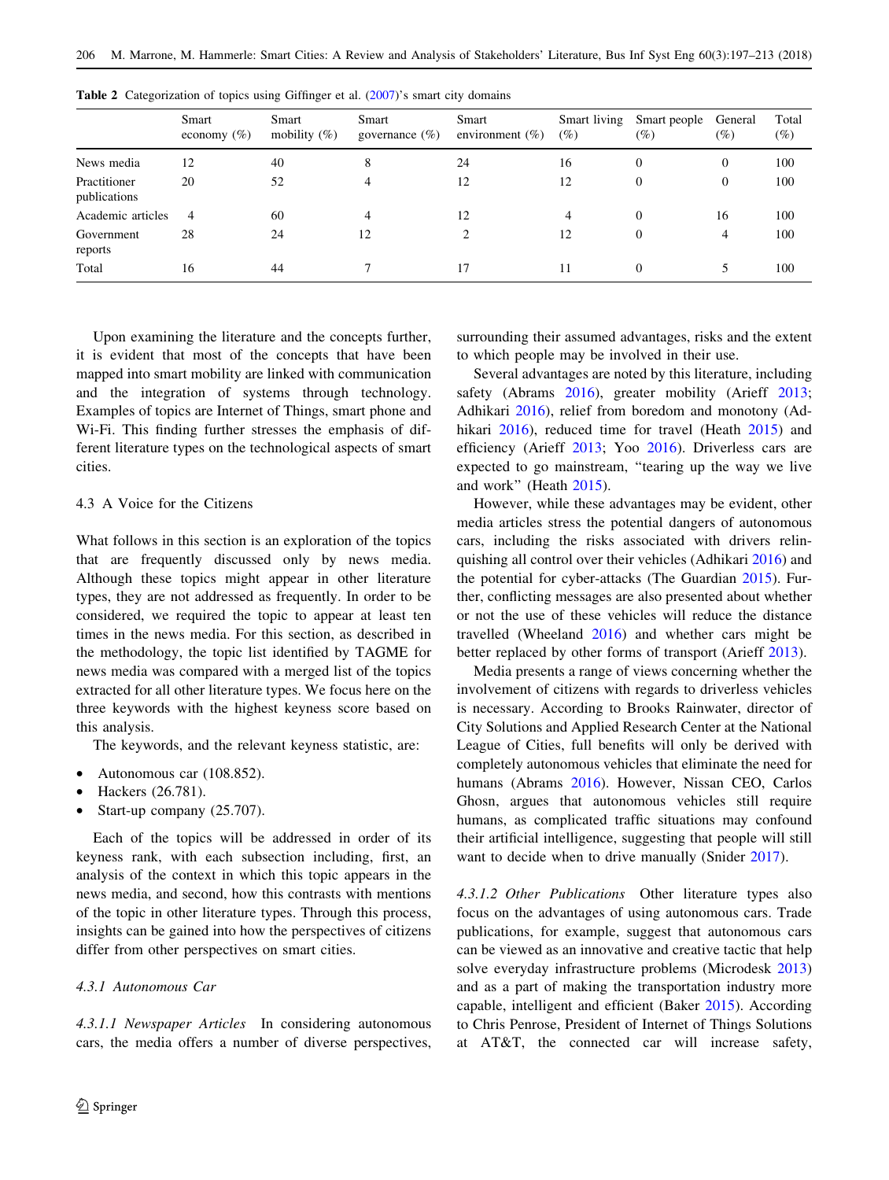**Table 2** Categorization of topics using Giffinger et al. (2007)'s smart city domains

| | Smart economy (%) | Smart mobility (%) | Smart governance (%) | Smart environment (%) | Smart living (%) | Smart people (%) | General (%) | Total (%) |
|---|---|---|---|---|---|---|---|---|
| News media | 12 | 40 | 8 | 24 | 16 | 0 | 0 | 100 |
| Practitioner publications | 20 | 52 | 4 | 12 | 12 | 0 | 0 | 100 |
| Academic articles | 4 | 60 | 4 | 12 | 4 | 0 | 16 | 100 |
| Government reports | 28 | 24 | 12 | 2 | 12 | 0 | 4 | 100 |
| Total | 16 | 44 | 7 | 17 | 11 | 0 | 5 | 100 |

Upon examining the literature and the concepts further, it is evident that most of the concepts that have been mapped into smart mobility are linked with communication and the integration of systems through technology. Examples of topics are Internet of Things, smart phone and Wi-Fi. This finding further stresses the emphasis of different literature types on the technological aspects of smart cities.

## 4.3 A Voice for the Citizens

What follows in this section is an exploration of the topics that are frequently discussed only by news media. Although these topics might appear in other literature types, they are not addressed as frequently. In order to be considered, we required the topic to appear at least ten times in the news media. For this section, as described in the methodology, the topic list identified by TAGME for news media was compared with a merged list of the topics extracted for all other literature types. We focus here on the three keywords with the highest keyness score based on this analysis.

The keywords, and the relevant keyness statistic, are:

- Autonomous car (108.852).
- Hackers (26.781).
- Start-up company (25.707).

Each of the topics will be addressed in order of its keyness rank, with each subsection including, first, an analysis of the context in which this topic appears in the news media, and second, how this contrasts with mentions of the topic in other literature types. Through this process, insights can be gained into how the perspectives of citizens differ from other perspectives on smart cities.

### 4.3.1 Autonomous Car

*4.3.1.1 Newspaper Articles* In considering autonomous cars, the media offers a number of diverse perspectives, surrounding their assumed advantages, risks and the extent to which people may be involved in their use.

Several advantages are noted by this literature, including safety (Abrams 2016), greater mobility (Arieff 2013; Adhikari 2016), relief from boredom and monotony (Adhikari 2016), reduced time for travel (Heath 2015) and efficiency (Arieff 2013; Yoo 2016). Driverless cars are expected to go mainstream, "tearing up the way we live and work" (Heath 2015).

However, while these advantages may be evident, other media articles stress the potential dangers of autonomous cars, including the risks associated with drivers relinquishing all control over their vehicles (Adhikari 2016) and the potential for cyber-attacks (The Guardian 2015). Further, conflicting messages are also presented about whether or not the use of these vehicles will reduce the distance travelled (Wheeland 2016) and whether cars might be better replaced by other forms of transport (Arieff 2013).

Media presents a range of views concerning whether the involvement of citizens with regards to driverless vehicles is necessary. According to Brooks Rainwater, director of City Solutions and Applied Research Center at the National League of Cities, full benefits will only be derived with completely autonomous vehicles that eliminate the need for humans (Abrams 2016). However, Nissan CEO, Carlos Ghosn, argues that autonomous vehicles still require humans, as complicated traffic situations may confound their artificial intelligence, suggesting that people will still want to decide when to drive manually (Snider 2017).

*4.3.1.2 Other Publications* Other literature types also focus on the advantages of using autonomous cars. Trade publications, for example, suggest that autonomous cars can be viewed as an innovative and creative tactic that help solve everyday infrastructure problems (Microdesk 2013) and as a part of making the transportation industry more capable, intelligent and efficient (Baker 2015). According to Chris Penrose, President of Internet of Things Solutions at AT&T, the connected car will increase safety,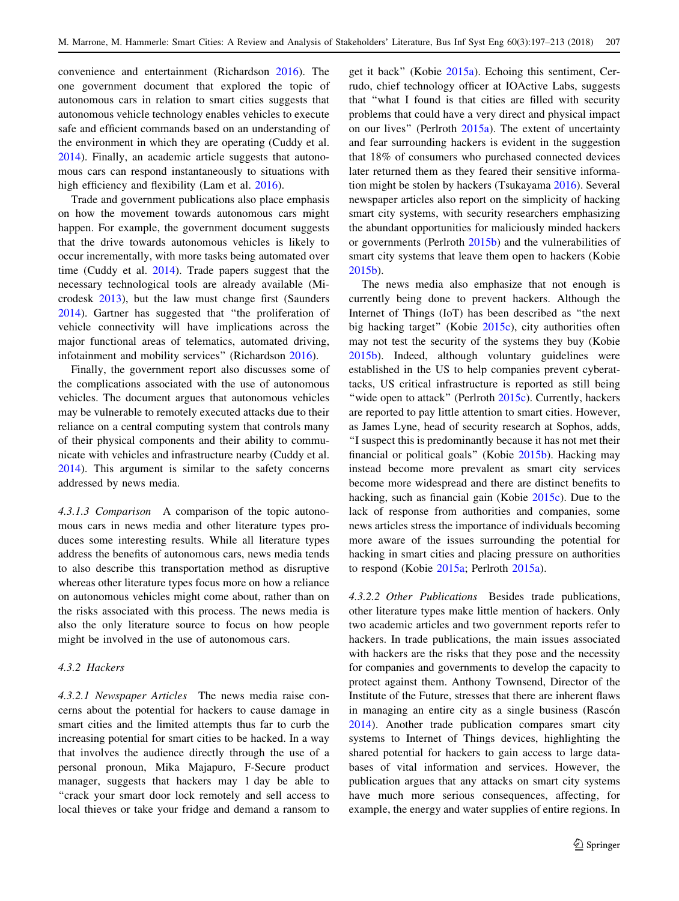convenience and entertainment (Richardson 2016). The one government document that explored the topic of autonomous cars in relation to smart cities suggests that autonomous vehicle technology enables vehicles to execute safe and efficient commands based on an understanding of the environment in which they are operating (Cuddy et al. 2014). Finally, an academic article suggests that autonomous cars can respond instantaneously to situations with high efficiency and flexibility (Lam et al. 2016).

Trade and government publications also place emphasis on how the movement towards autonomous cars might happen. For example, the government document suggests that the drive towards autonomous vehicles is likely to occur incrementally, with more tasks being automated over time (Cuddy et al. 2014). Trade papers suggest that the necessary technological tools are already available (Microdesk 2013), but the law must change first (Saunders 2014). Gartner has suggested that "the proliferation of vehicle connectivity will have implications across the major functional areas of telematics, automated driving, infotainment and mobility services" (Richardson 2016).

Finally, the government report also discusses some of the complications associated with the use of autonomous vehicles. The document argues that autonomous vehicles may be vulnerable to remotely executed attacks due to their reliance on a central computing system that controls many of their physical components and their ability to communicate with vehicles and infrastructure nearby (Cuddy et al. 2014). This argument is similar to the safety concerns addressed by news media.

*4.3.1.3 Comparison* A comparison of the topic autonomous cars in news media and other literature types produces some interesting results. While all literature types address the benefits of autonomous cars, news media tends to also describe this transportation method as disruptive whereas other literature types focus more on how a reliance on autonomous vehicles might come about, rather than on the risks associated with this process. The news media is also the only literature source to focus on how people might be involved in the use of autonomous cars.

#### 4.3.2 Hackers

*4.3.2.1 Newspaper Articles* The news media raise concerns about the potential for hackers to cause damage in smart cities and the limited attempts thus far to curb the increasing potential for smart cities to be hacked. In a way that involves the audience directly through the use of a personal pronoun, Mika Majapuro, F-Secure product manager, suggests that hackers may 1 day be able to "crack your smart door lock remotely and sell access to local thieves or take your fridge and demand a ransom to get it back" (Kobie 2015a). Echoing this sentiment, Cerrudo, chief technology officer at IOActive Labs, suggests that "what I found is that cities are filled with security problems that could have a very direct and physical impact on our lives" (Perlroth 2015a). The extent of uncertainty and fear surrounding hackers is evident in the suggestion that 18% of consumers who purchased connected devices later returned them as they feared their sensitive information might be stolen by hackers (Tsukayama 2016). Several newspaper articles also report on the simplicity of hacking smart city systems, with security researchers emphasizing the abundant opportunities for maliciously minded hackers or governments (Perlroth 2015b) and the vulnerabilities of smart city systems that leave them open to hackers (Kobie 2015b).

The news media also emphasize that not enough is currently being done to prevent hackers. Although the Internet of Things (IoT) has been described as "the next big hacking target" (Kobie 2015c), city authorities often may not test the security of the systems they buy (Kobie 2015b). Indeed, although voluntary guidelines were established in the US to help companies prevent cyberattacks, US critical infrastructure is reported as still being "wide open to attack" (Perlroth 2015c). Currently, hackers are reported to pay little attention to smart cities. However, as James Lyne, head of security research at Sophos, adds, "I suspect this is predominantly because it has not met their financial or political goals" (Kobie 2015b). Hacking may instead become more prevalent as smart city services become more widespread and there are distinct benefits to hacking, such as financial gain (Kobie 2015c). Due to the lack of response from authorities and companies, some news articles stress the importance of individuals becoming more aware of the issues surrounding the potential for hacking in smart cities and placing pressure on authorities to respond (Kobie 2015a; Perlroth 2015a).

*4.3.2.2 Other Publications* Besides trade publications, other literature types make little mention of hackers. Only two academic articles and two government reports refer to hackers. In trade publications, the main issues associated with hackers are the risks that they pose and the necessity for companies and governments to develop the capacity to protect against them. Anthony Townsend, Director of the Institute of the Future, stresses that there are inherent flaws in managing an entire city as a single business (Rascón 2014). Another trade publication compares smart city systems to Internet of Things devices, highlighting the shared potential for hackers to gain access to large databases of vital information and services. However, the publication argues that any attacks on smart city systems have much more serious consequences, affecting, for example, the energy and water supplies of entire regions. In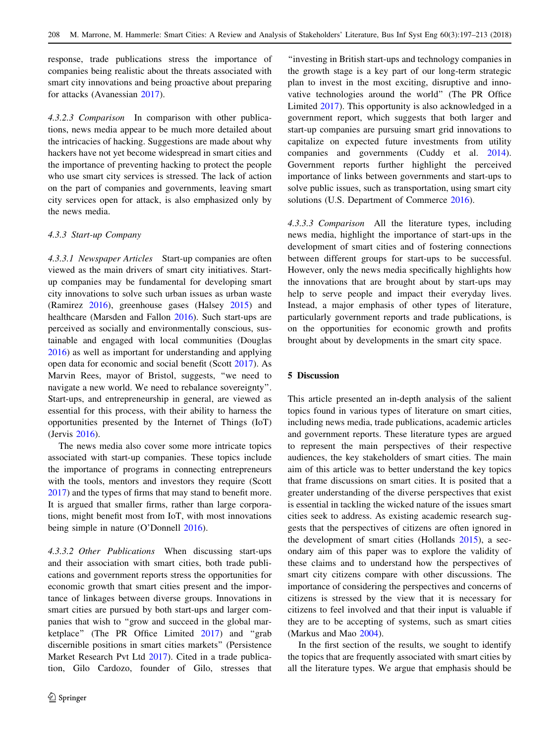response, trade publications stress the importance of companies being realistic about the threats associated with smart city innovations and being proactive about preparing for attacks (Avanessian 2017).

*4.3.2.3 Comparison* In comparison with other publications, news media appear to be much more detailed about the intricacies of hacking. Suggestions are made about why hackers have not yet become widespread in smart cities and the importance of preventing hacking to protect the people who use smart city services is stressed. The lack of action on the part of companies and governments, leaving smart city services open for attack, is also emphasized only by the news media.

#### 4.3.3 Start-up Company

*4.3.3.1 Newspaper Articles* Start-up companies are often viewed as the main drivers of smart city initiatives. Start-up companies may be fundamental for developing smart city innovations to solve such urban issues as urban waste (Ramirez 2016), greenhouse gases (Halsey 2015) and healthcare (Marsden and Fallon 2016). Such start-ups are perceived as socially and environmentally conscious, sustainable and engaged with local communities (Douglas 2016) as well as important for understanding and applying open data for economic and social benefit (Scott 2017). As Marvin Rees, mayor of Bristol, suggests, "we need to navigate a new world. We need to rebalance sovereignty". Start-ups, and entrepreneurship in general, are viewed as essential for this process, with their ability to harness the opportunities presented by the Internet of Things (IoT) (Jervis 2016).

The news media also cover some more intricate topics associated with start-up companies. These topics include the importance of programs in connecting entrepreneurs with the tools, mentors and investors they require (Scott 2017) and the types of firms that may stand to benefit more. It is argued that smaller firms, rather than large corporations, might benefit most from IoT, with most innovations being simple in nature (O'Donnell 2016).

*4.3.3.2 Other Publications* When discussing start-ups and their association with smart cities, both trade publications and government reports stress the opportunities for economic growth that smart cities present and the importance of linkages between diverse groups. Innovations in smart cities are pursued by both start-ups and larger companies that wish to "grow and succeed in the global marketplace" (The PR Office Limited 2017) and "grab discernible positions in smart cities markets" (Persistence Market Research Pvt Ltd 2017). Cited in a trade publication, Gilo Cardozo, founder of Gilo, stresses that "investing in British start-ups and technology companies in the growth stage is a key part of our long-term strategic plan to invest in the most exciting, disruptive and innovative technologies around the world" (The PR Office Limited 2017). This opportunity is also acknowledged in a government report, which suggests that both larger and start-up companies are pursuing smart grid innovations to capitalize on expected future investments from utility companies and governments (Cuddy et al. 2014). Government reports further highlight the perceived importance of links between governments and start-ups to solve public issues, such as transportation, using smart city solutions (U.S. Department of Commerce 2016).

*4.3.3.3 Comparison* All the literature types, including news media, highlight the importance of start-ups in the development of smart cities and of fostering connections between different groups for start-ups to be successful. However, only the news media specifically highlights how the innovations that are brought about by start-ups may help to serve people and impact their everyday lives. Instead, a major emphasis of other types of literature, particularly government reports and trade publications, is on the opportunities for economic growth and profits brought about by developments in the smart city space.

## 5 Discussion

This article presented an in-depth analysis of the salient topics found in various types of literature on smart cities, including news media, trade publications, academic articles and government reports. These literature types are argued to represent the main perspectives of their respective audiences, the key stakeholders of smart cities. The main aim of this article was to better understand the key topics that frame discussions on smart cities. It is posited that a greater understanding of the diverse perspectives that exist is essential in tackling the wicked nature of the issues smart cities seek to address. As existing academic research suggests that the perspectives of citizens are often ignored in the development of smart cities (Hollands 2015), a secondary aim of this paper was to explore the validity of these claims and to understand how the perspectives of smart city citizens compare with other discussions. The importance of considering the perspectives and concerns of citizens is stressed by the view that it is necessary for citizens to feel involved and that their input is valuable if they are to be accepting of systems, such as smart cities (Markus and Mao 2004).

In the first section of the results, we sought to identify the topics that are frequently associated with smart cities by all the literature types. We argue that emphasis should be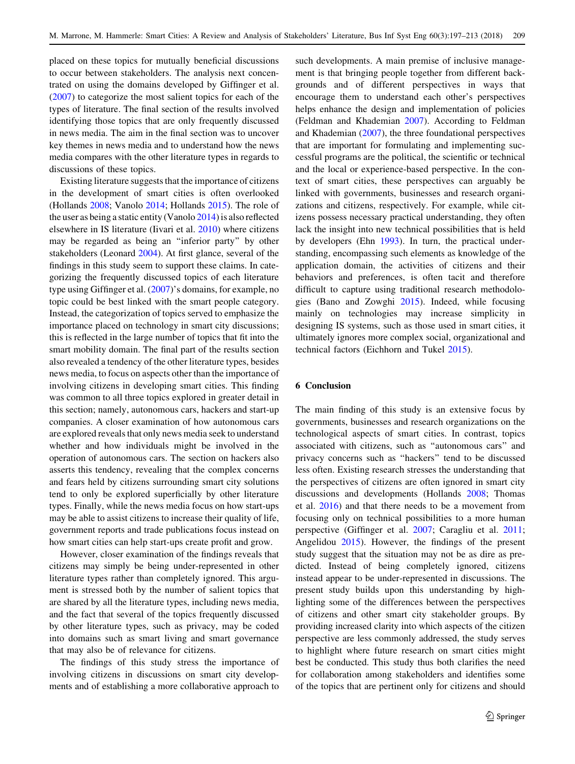placed on these topics for mutually beneficial discussions to occur between stakeholders. The analysis next concentrated on using the domains developed by Giffinger et al. (2007) to categorize the most salient topics for each of the types of literature. The final section of the results involved identifying those topics that are only frequently discussed in news media. The aim in the final section was to uncover key themes in news media and to understand how the news media compares with the other literature types in regards to discussions of these topics.

Existing literature suggests that the importance of citizens in the development of smart cities is often overlooked (Hollands 2008; Vanolo 2014; Hollands 2015). The role of the user as being a static entity (Vanolo 2014) is also reflected elsewhere in IS literature (Iivari et al. 2010) where citizens may be regarded as being an "inferior party" by other stakeholders (Leonard 2004). At first glance, several of the findings in this study seem to support these claims. In categorizing the frequently discussed topics of each literature type using Giffinger et al. (2007)'s domains, for example, no topic could be best linked with the smart people category. Instead, the categorization of topics served to emphasize the importance placed on technology in smart city discussions; this is reflected in the large number of topics that fit into the smart mobility domain. The final part of the results section also revealed a tendency of the other literature types, besides news media, to focus on aspects other than the importance of involving citizens in developing smart cities. This finding was common to all three topics explored in greater detail in this section; namely, autonomous cars, hackers and start-up companies. A closer examination of how autonomous cars are explored reveals that only news media seek to understand whether and how individuals might be involved in the operation of autonomous cars. The section on hackers also asserts this tendency, revealing that the complex concerns and fears held by citizens surrounding smart city solutions tend to only be explored superficially by other literature types. Finally, while the news media focus on how start-ups may be able to assist citizens to increase their quality of life, government reports and trade publications focus instead on how smart cities can help start-ups create profit and grow.

However, closer examination of the findings reveals that citizens may simply be being under-represented in other literature types rather than completely ignored. This argument is stressed both by the number of salient topics that are shared by all the literature types, including news media, and the fact that several of the topics frequently discussed by other literature types, such as privacy, may be coded into domains such as smart living and smart governance that may also be of relevance for citizens.

The findings of this study stress the importance of involving citizens in discussions on smart city developments and of establishing a more collaborative approach to such developments. A main premise of inclusive management is that bringing people together from different backgrounds and of different perspectives in ways that encourage them to understand each other's perspectives helps enhance the design and implementation of policies (Feldman and Khademian 2007). According to Feldman and Khademian (2007), the three foundational perspectives that are important for formulating and implementing successful programs are the political, the scientific or technical and the local or experience-based perspective. In the context of smart cities, these perspectives can arguably be linked with governments, businesses and research organizations and citizens, respectively. For example, while citizens possess necessary practical understanding, they often lack the insight into new technical possibilities that is held by developers (Ehn 1993). In turn, the practical understanding, encompassing such elements as knowledge of the application domain, the activities of citizens and their behaviors and preferences, is often tacit and therefore difficult to capture using traditional research methodologies (Bano and Zowghi 2015). Indeed, while focusing mainly on technologies may increase simplicity in designing IS systems, such as those used in smart cities, it ultimately ignores more complex social, organizational and technical factors (Eichhorn and Tukel 2015).

## 6 Conclusion

The main finding of this study is an extensive focus by governments, businesses and research organizations on the technological aspects of smart cities. In contrast, topics associated with citizens, such as "autonomous cars" and privacy concerns such as "hackers" tend to be discussed less often. Existing research stresses the understanding that the perspectives of citizens are often ignored in smart city discussions and developments (Hollands 2008; Thomas et al. 2016) and that there needs to be a movement from focusing only on technical possibilities to a more human perspective (Giffinger et al. 2007; Caragliu et al. 2011; Angelidou 2015). However, the findings of the present study suggest that the situation may not be as dire as predicted. Instead of being completely ignored, citizens instead appear to be under-represented in discussions. The present study builds upon this understanding by highlighting some of the differences between the perspectives of citizens and other smart city stakeholder groups. By providing increased clarity into which aspects of the citizen perspective are less commonly addressed, the study serves to highlight where future research on smart cities might best be conducted. This study thus both clarifies the need for collaboration among stakeholders and identifies some of the topics that are pertinent only for citizens and should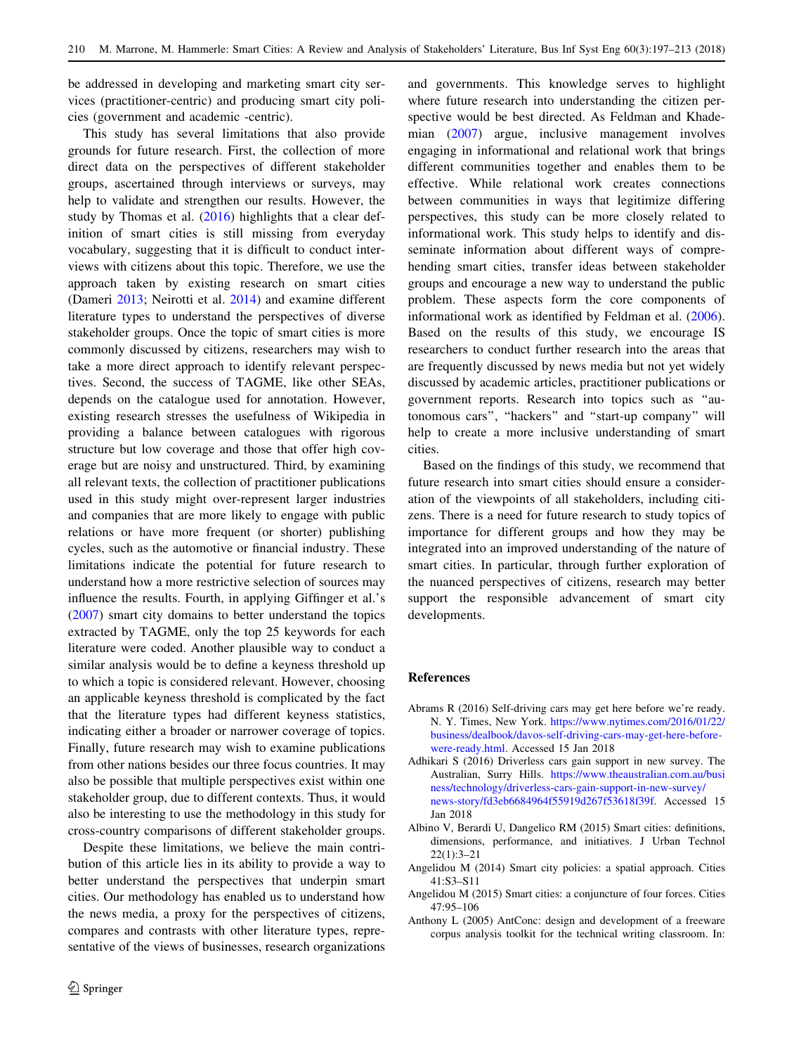be addressed in developing and marketing smart city services (practitioner-centric) and producing smart city policies (government and academic -centric).

This study has several limitations that also provide grounds for future research. First, the collection of more direct data on the perspectives of different stakeholder groups, ascertained through interviews or surveys, may help to validate and strengthen our results. However, the study by Thomas et al. (2016) highlights that a clear definition of smart cities is still missing from everyday vocabulary, suggesting that it is difficult to conduct interviews with citizens about this topic. Therefore, we use the approach taken by existing research on smart cities (Dameri 2013; Neirotti et al. 2014) and examine different literature types to understand the perspectives of diverse stakeholder groups. Once the topic of smart cities is more commonly discussed by citizens, researchers may wish to take a more direct approach to identify relevant perspectives. Second, the success of TAGME, like other SEAs, depends on the catalogue used for annotation. However, existing research stresses the usefulness of Wikipedia in providing a balance between catalogues with rigorous structure but low coverage and those that offer high coverage but are noisy and unstructured. Third, by examining all relevant texts, the collection of practitioner publications used in this study might over-represent larger industries and companies that are more likely to engage with public relations or have more frequent (or shorter) publishing cycles, such as the automotive or financial industry. These limitations indicate the potential for future research to understand how a more restrictive selection of sources may influence the results. Fourth, in applying Giffinger et al.'s (2007) smart city domains to better understand the topics extracted by TAGME, only the top 25 keywords for each literature were coded. Another plausible way to conduct a similar analysis would be to define a keyness threshold up to which a topic is considered relevant. However, choosing an applicable keyness threshold is complicated by the fact that the literature types had different keyness statistics, indicating either a broader or narrower coverage of topics. Finally, future research may wish to examine publications from other nations besides our three focus countries. It may also be possible that multiple perspectives exist within one stakeholder group, due to different contexts. Thus, it would also be interesting to use the methodology in this study for cross-country comparisons of different stakeholder groups.

Despite these limitations, we believe the main contribution of this article lies in its ability to provide a way to better understand the perspectives that underpin smart cities. Our methodology has enabled us to understand how the news media, a proxy for the perspectives of citizens, compares and contrasts with other literature types, representative of the views of businesses, research organizations and governments. This knowledge serves to highlight where future research into understanding the citizen perspective would be best directed. As Feldman and Khademian (2007) argue, inclusive management involves engaging in informational and relational work that brings different communities together and enables them to be effective. While relational work creates connections between communities in ways that legitimize differing perspectives, this study can be more closely related to informational work. This study helps to identify and disseminate information about different ways of comprehending smart cities, transfer ideas between stakeholder groups and encourage a new way to understand the public problem. These aspects form the core components of informational work as identified by Feldman et al. (2006). Based on the results of this study, we encourage IS researchers to conduct further research into the areas that are frequently discussed by news media but not yet widely discussed by academic articles, practitioner publications or government reports. Research into topics such as "autonomous cars", "hackers" and "start-up company" will help to create a more inclusive understanding of smart cities.

Based on the findings of this study, we recommend that future research into smart cities should ensure a consideration of the viewpoints of all stakeholders, including citizens. There is a need for future research to study topics of importance for different groups and how they may be integrated into an improved understanding of the nature of smart cities. In particular, through further exploration of the nuanced perspectives of citizens, research may better support the responsible advancement of smart city developments.

## References

Abrams R (2016) Self-driving cars may get here before we're ready. N. Y. Times, New York. https://www.nytimes.com/2016/01/22/business/dealbook/davos-self-driving-cars-may-get-here-before-were-ready.html. Accessed 15 Jan 2018

Adhikari S (2016) Driverless cars gain support in new survey. The Australian, Surry Hills. https://www.theaustralian.com.au/business/technology/driverless-cars-gain-support-in-new-survey/news-story/fd3eb6684964f55919d267f53618f39f. Accessed 15 Jan 2018

Albino V, Berardi U, Dangelico RM (2015) Smart cities: definitions, dimensions, performance, and initiatives. J Urban Technol 22(1):3–21

Angelidou M (2014) Smart city policies: a spatial approach. Cities 41:S3–S11

Angelidou M (2015) Smart cities: a conjuncture of four forces. Cities 47:95–106

Anthony L (2005) AntConc: design and development of a freeware corpus analysis toolkit for the technical writing classroom. In: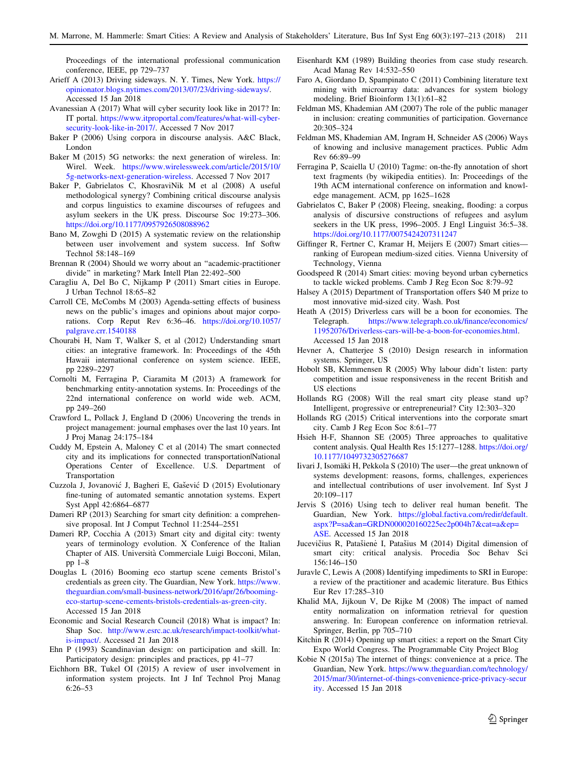Proceedings of the international professional communication conference, IEEE, pp 729–737

Arieff A (2013) Driving sideways. N. Y. Times, New York. https://opinionator.blogs.nytimes.com/2013/07/23/driving-sideways/. Accessed 15 Jan 2018

Avanessian A (2017) What will cyber security look like in 2017? In: IT portal. https://www.itproportal.com/features/what-will-cyber-security-look-like-in-2017/. Accessed 7 Nov 2017

Baker P (2006) Using corpora in discourse analysis. A&C Black, London

Baker M (2015) 5G networks: the next generation of wireless. In: Wirel. Week. https://www.wirelessweek.com/article/2015/10/5g-networks-next-generation-wireless. Accessed 7 Nov 2017

Baker P, Gabrielatos C, KhosraviNik M et al (2008) A useful methodological synergy? Combining critical discourse analysis and corpus linguistics to examine discourses of refugees and asylum seekers in the UK press. Discourse Soc 19:273–306. https://doi.org/10.1177/0957926508088962

Bano M, Zowghi D (2015) A systematic review on the relationship between user involvement and system success. Inf Softw Technol 58:148–169

Brennan R (2004) Should we worry about an "academic-practitioner divide" in marketing? Mark Intell Plan 22:492–500

Caragliu A, Del Bo C, Nijkamp P (2011) Smart cities in Europe. J Urban Technol 18:65–82

Carroll CE, McCombs M (2003) Agenda-setting effects of business news on the public's images and opinions about major corporations. Corp Reput Rev 6:36–46. https://doi.org/10.1057/palgrave.crr.1540188

Chourabi H, Nam T, Walker S, et al (2012) Understanding smart cities: an integrative framework. In: Proceedings of the 45th Hawaii international conference on system science. IEEE, pp 2289–2297

Cornolti M, Ferragina P, Ciaramita M (2013) A framework for benchmarking entity-annotation systems. In: Proceedings of the 22nd international conference on world wide web. ACM, pp 249–260

Crawford L, Pollack J, England D (2006) Uncovering the trends in project management: journal emphases over the last 10 years. Int J Proj Manag 24:175–184

Cuddy M, Epstein A, Maloney C et al (2014) The smart connected city and its implications for connected transportation|National Operations Center of Excellence. U.S. Department of Transportation

Cuzzola J, Jovanović J, Bagheri E, Gašević D (2015) Evolutionary fine-tuning of automated semantic annotation systems. Expert Syst Appl 42:6864–6877

Dameri RP (2013) Searching for smart city definition: a comprehensive proposal. Int J Comput Technol 11:2544–2551

Dameri RP, Cocchia A (2013) Smart city and digital city: twenty years of terminology evolution. X Conference of the Italian Chapter of AIS. Università Commerciale Luigi Bocconi, Milan, pp 1–8

Douglas L (2016) Booming eco startup scene cements Bristol's credentials as green city. The Guardian, New York. https://www.theguardian.com/small-business-network/2016/apr/26/booming-eco-startup-scene-cements-bristols-credentials-as-green-city. Accessed 15 Jan 2018

Economic and Social Research Council (2018) What is impact? In: Shap Soc. http://www.esrc.ac.uk/research/impact-toolkit/what-is-impact/. Accessed 21 Jan 2018

Ehn P (1993) Scandinavian design: on participation and skill. In: Participatory design: principles and practices, pp 41–77

Eichhorn BR, Tukel OI (2015) A review of user involvement in information system projects. Int J Inf Technol Proj Manag 6:26–53

Eisenhardt KM (1989) Building theories from case study research. Acad Manag Rev 14:532–550

Faro A, Giordano D, Spampinato C (2011) Combining literature text mining with microarray data: advances for system biology modeling. Brief Bioinform 13(1):61–82

Feldman MS, Khademian AM (2007) The role of the public manager in inclusion: creating communities of participation. Governance 20:305–324

Feldman MS, Khademian AM, Ingram H, Schneider AS (2006) Ways of knowing and inclusive management practices. Public Adm Rev 66:89–99

Ferragina P, Scaiella U (2010) Tagme: on-the-fly annotation of short text fragments (by wikipedia entities). In: Proceedings of the 19th ACM international conference on information and knowledge management. ACM, pp 1625–1628

Gabrielatos C, Baker P (2008) Fleeing, sneaking, flooding: a corpus analysis of discursive constructions of refugees and asylum seekers in the UK press, 1996–2005. J Engl Linguist 36:5–38. https://doi.org/10.1177/0075424207311247

Giffinger R, Fertner C, Kramar H, Meijers E (2007) Smart cities—ranking of European medium-sized cities. Vienna University of Technology, Vienna

Goodspeed R (2014) Smart cities: moving beyond urban cybernetics to tackle wicked problems. Camb J Reg Econ Soc 8:79–92

Halsey A (2015) Department of Transportation offers $40 M prize to most innovative mid-sized city. Wash. Post

Heath A (2015) Driverless cars will be a boon for economies. The Telegraph. https://www.telegraph.co.uk/finance/economics/11952076/Driverless-cars-will-be-a-boon-for-economies.html. Accessed 15 Jan 2018

Hevner A, Chatterjee S (2010) Design research in information systems. Springer, US

Hobolt SB, Klemmensen R (2005) Why labour didn't listen: party competition and issue responsiveness in the recent British and US elections

Hollands RG (2008) Will the real smart city please stand up? Intelligent, progressive or entrepreneurial? City 12:303–320

Hollands RG (2015) Critical interventions into the corporate smart city. Camb J Reg Econ Soc 8:61–77

Hsieh H-F, Shannon SE (2005) Three approaches to qualitative content analysis. Qual Health Res 15:1277–1288. https://doi.org/10.1177/1049732305276687

Iivari J, Isomäki H, Pekkola S (2010) The user—the great unknown of systems development: reasons, forms, challenges, experiences and intellectual contributions of user involvement. Inf Syst J 20:109–117

Jervis S (2016) Using tech to deliver real human benefit. The Guardian, New York. https://global.factiva.com/redir/default.aspx?P=sa&an=GRDN000020160225ec2p004h7&cat=a&ep=ASE. Accessed 15 Jan 2018

Jucevičius R, Patašienė I, Patašius M (2014) Digital dimension of smart city: critical analysis. Procedia Soc Behav Sci 156:146–150

Juravle C, Lewis A (2008) Identifying impediments to SRI in Europe: a review of the practitioner and academic literature. Bus Ethics Eur Rev 17:285–310

Khalid MA, Jijkoun V, De Rijke M (2008) The impact of named entity normalization on information retrieval for question answering. In: European conference on information retrieval. Springer, Berlin, pp 705–710

Kitchin R (2014) Opening up smart cities: a report on the Smart City Expo World Congress. The Programmable City Project Blog

Kobie N (2015a) The internet of things: convenience at a price. The Guardian, New York. https://www.theguardian.com/technology/2015/mar/30/internet-of-things-convenience-price-privacy-security. Accessed 15 Jan 2018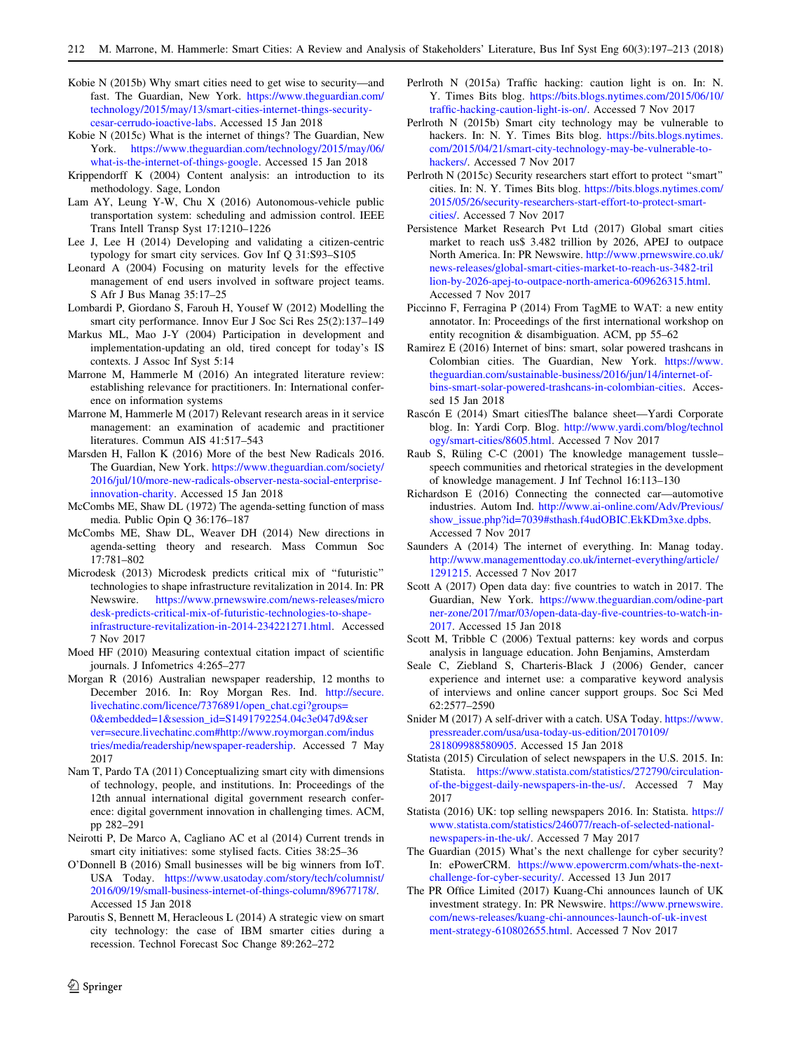Kobie N (2015b) Why smart cities need to get wise to security—and fast. The Guardian, New York. https://www.theguardian.com/technology/2015/may/13/smart-cities-internet-things-security-cesar-cerrudo-ioactive-labs. Accessed 15 Jan 2018

Kobie N (2015c) What is the internet of things? The Guardian, New York. https://www.theguardian.com/technology/2015/may/06/what-is-the-internet-of-things-google. Accessed 15 Jan 2018

Krippendorff K (2004) Content analysis: an introduction to its methodology. Sage, London

Lam AY, Leung Y-W, Chu X (2016) Autonomous-vehicle public transportation system: scheduling and admission control. IEEE Trans Intell Transp Syst 17:1210–1226

Lee J, Lee H (2014) Developing and validating a citizen-centric typology for smart city services. Gov Inf Q 31:S93–S105

Leonard A (2004) Focusing on maturity levels for the effective management of end users involved in software project teams. S Afr J Bus Manag 35:17–25

Lombardi P, Giordano S, Farouh H, Yousef W (2012) Modelling the smart city performance. Innov Eur J Soc Sci Res 25(2):137–149

Markus ML, Mao J-Y (2004) Participation in development and implementation-updating an old, tired concept for today's IS contexts. J Assoc Inf Syst 5:14

Marrone M, Hammerle M (2016) An integrated literature review: establishing relevance for practitioners. In: International conference on information systems

Marrone M, Hammerle M (2017) Relevant research areas in it service management: an examination of academic and practitioner literatures. Commun AIS 41:517–543

Marsden H, Fallon K (2016) More of the best New Radicals 2016. The Guardian, New York. https://www.theguardian.com/society/2016/jul/10/more-new-radicals-observer-nesta-social-enterprise-innovation-charity. Accessed 15 Jan 2018

McCombs ME, Shaw DL (1972) The agenda-setting function of mass media. Public Opin Q 36:176–187

McCombs ME, Shaw DL, Weaver DH (2014) New directions in agenda-setting theory and research. Mass Commun Soc 17:781–802

Microdesk (2013) Microdesk predicts critical mix of "futuristic" technologies to shape infrastructure revitalization in 2014. In: PR Newswire. https://www.prnewswire.com/news-releases/microdesk-predicts-critical-mix-of-futuristic-technologies-to-shape-infrastructure-revitalization-in-2014-234221271.html. Accessed 7 Nov 2017

Moed HF (2010) Measuring contextual citation impact of scientific journals. J Infometrics 4:265–277

Morgan R (2016) Australian newspaper readership, 12 months to December 2016. In: Roy Morgan Res. Ind. http://secure.livechatinc.com/licence/7376891/open_chat.cgi?groups=0&embedded=1&session_id=S1491792254.04c3e047d9&server=secure.livechatinc.com#http://www.roymorgan.com/industries/media/readership/newspaper-readership. Accessed 7 May 2017

Nam T, Pardo TA (2011) Conceptualizing smart city with dimensions of technology, people, and institutions. In: Proceedings of the 12th annual international digital government research conference: digital government innovation in challenging times. ACM, pp 282–291

Neirotti P, De Marco A, Cagliano AC et al (2014) Current trends in smart city initiatives: some stylised facts. Cities 38:25–36

O'Donnell B (2016) Small businesses will be big winners from IoT. USA Today. https://www.usatoday.com/story/tech/columnist/2016/09/19/small-business-internet-of-things-column/89677178/. Accessed 15 Jan 2018

Paroutis S, Bennett M, Heracleous L (2014) A strategic view on smart city technology: the case of IBM smarter cities during a recession. Technol Forecast Soc Change 89:262–272

Perlroth N (2015a) Traffic hacking: caution light is on. In: N. Y. Times Bits blog. https://bits.blogs.nytimes.com/2015/06/10/traffic-hacking-caution-light-is-on/. Accessed 7 Nov 2017

Perlroth N (2015b) Smart city technology may be vulnerable to hackers. In: N. Y. Times Bits blog. https://bits.blogs.nytimes.com/2015/04/21/smart-city-technology-may-be-vulnerable-to-hackers/. Accessed 7 Nov 2017

Perlroth N (2015c) Security researchers start effort to protect "smart" cities. In: N. Y. Times Bits blog. https://bits.blogs.nytimes.com/2015/05/26/security-researchers-start-effort-to-protect-smart-cities/. Accessed 7 Nov 2017

Persistence Market Research Pvt Ltd (2017) Global smart cities market to reach us$ 3.482 trillion by 2026, APEJ to outpace North America. In: PR Newswire. http://www.prnewswire.co.uk/news-releases/global-smart-cities-market-to-reach-us-3482-trillion-by-2026-apej-to-outpace-north-america-609626315.html. Accessed 7 Nov 2017

Piccinno F, Ferragina P (2014) From TagME to WAT: a new entity annotator. In: Proceedings of the first international workshop on entity recognition & disambiguation. ACM, pp 55–62

Ramirez E (2016) Internet of bins: smart, solar powered trashcans in Colombian cities. The Guardian, New York. https://www.theguardian.com/sustainable-business/2016/jun/14/internet-of-bins-smart-solar-powered-trashcans-in-colombian-cities. Accessed 15 Jan 2018

Rascón E (2014) Smart cities|The balance sheet—Yardi Corporate blog. In: Yardi Corp. Blog. http://www.yardi.com/blog/technology/smart-cities/8605.html. Accessed 7 Nov 2017

Raub S, Rüling C-C (2001) The knowledge management tussle–speech communities and rhetorical strategies in the development of knowledge management. J Inf Technol 16:113–130

Richardson E (2016) Connecting the connected car—automotive industries. Autom Ind. http://www.ai-online.com/Adv/Previous/show_issue.php?id=7039#sthash.f4udOBIC.EkKDm3xe.dpbs. Accessed 7 Nov 2017

Saunders A (2014) The internet of everything. In: Manag today. http://www.managementtoday.co.uk/internet-everything/article/1291215. Accessed 7 Nov 2017

Scott A (2017) Open data day: five countries to watch in 2017. The Guardian, New York. https://www.theguardian.com/odine-partner-zone/2017/mar/03/open-data-day-five-countries-to-watch-in-2017. Accessed 15 Jan 2018

Scott M, Tribble C (2006) Textual patterns: key words and corpus analysis in language education. John Benjamins, Amsterdam

Seale C, Ziebland S, Charteris-Black J (2006) Gender, cancer experience and internet use: a comparative keyword analysis of interviews and online cancer support groups. Soc Sci Med 62:2577–2590

Snider M (2017) A self-driver with a catch. USA Today. https://www.pressreader.com/usa/usa-today-us-edition/20170109/281809988580905. Accessed 15 Jan 2018

Statista (2015) Circulation of select newspapers in the U.S. 2015. In: Statista. https://www.statista.com/statistics/272790/circulation-of-the-biggest-daily-newspapers-in-the-us/. Accessed 7 May 2017

Statista (2016) UK: top selling newspapers 2016. In: Statista. https://www.statista.com/statistics/246077/reach-of-selected-national-newspapers-in-the-uk/. Accessed 7 May 2017

The Guardian (2015) What's the next challenge for cyber security? In: ePowerCRM. https://www.epowercrm.com/whats-the-next-challenge-for-cyber-security/. Accessed 13 Jun 2017

The PR Office Limited (2017) Kuang-Chi announces launch of UK investment strategy. In: PR Newswire. https://www.prnewswire.com/news-releases/kuang-chi-announces-launch-of-uk-investment-strategy-610802655.html. Accessed 7 Nov 2017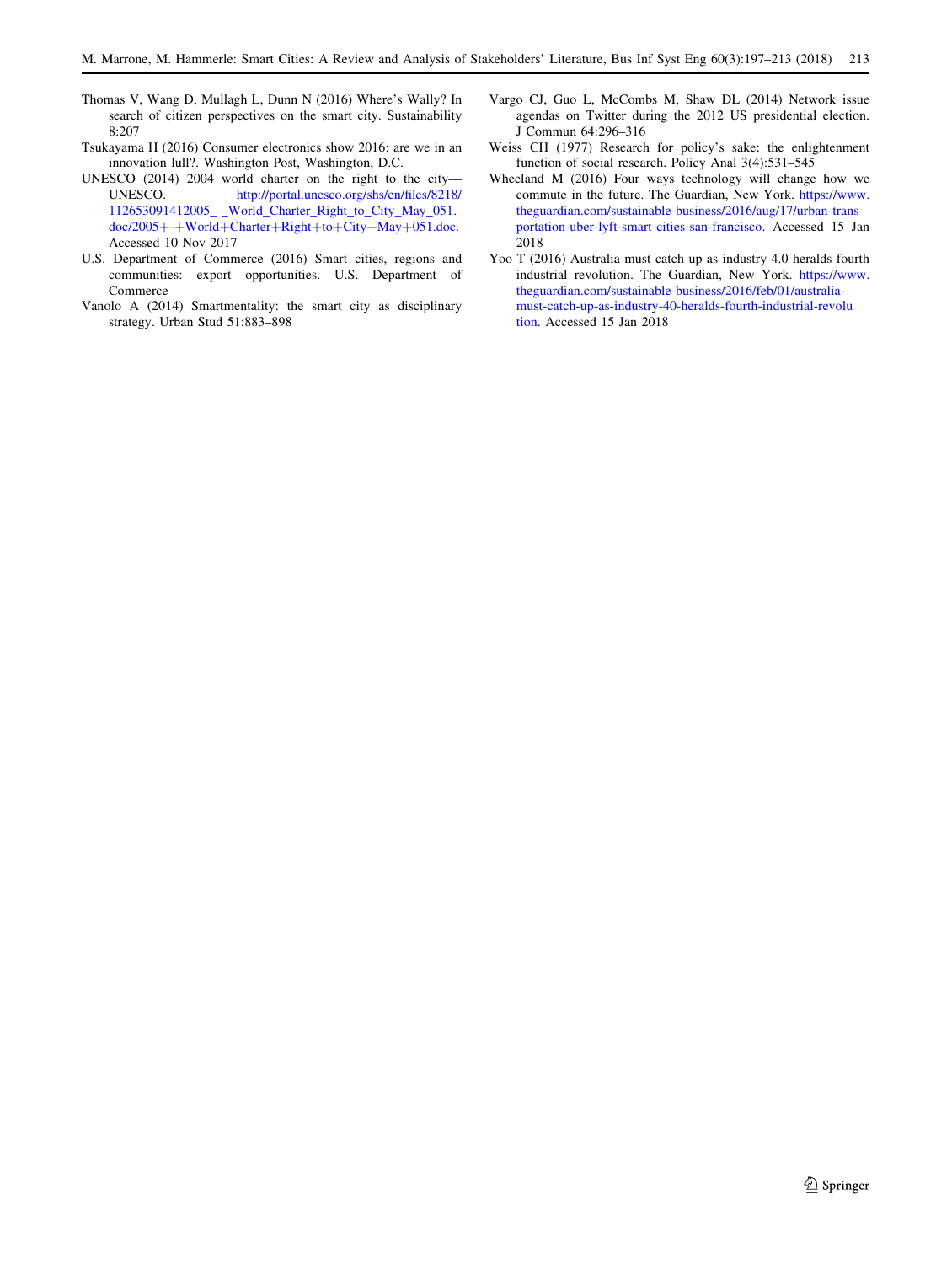Thomas V, Wang D, Mullagh L, Dunn N (2016) Where's Wally? In search of citizen perspectives on the smart city. Sustainability 8:207

Tsukayama H (2016) Consumer electronics show 2016: are we in an innovation lull?. Washington Post, Washington, D.C.

UNESCO (2014) 2004 world charter on the right to the city—UNESCO. http://portal.unesco.org/shs/en/files/8218/112653091412005_-_World_Charter_Right_to_City_May_051.doc/2005+-+World+Charter+Right+to+City+May+051.doc. Accessed 10 Nov 2017

U.S. Department of Commerce (2016) Smart cities, regions and communities: export opportunities. U.S. Department of Commerce

Vanolo A (2014) Smartmentality: the smart city as disciplinary strategy. Urban Stud 51:883–898

Vargo CJ, Guo L, McCombs M, Shaw DL (2014) Network issue agendas on Twitter during the 2012 US presidential election. J Commun 64:296–316

Weiss CH (1977) Research for policy's sake: the enlightenment function of social research. Policy Anal 3(4):531–545

Wheeland M (2016) Four ways technology will change how we commute in the future. The Guardian, New York. https://www.theguardian.com/sustainable-business/2016/aug/17/urban-transportation-uber-lyft-smart-cities-san-francisco. Accessed 15 Jan 2018

Yoo T (2016) Australia must catch up as industry 4.0 heralds fourth industrial revolution. The Guardian, New York. https://www.theguardian.com/sustainable-business/2016/feb/01/australia-must-catch-up-as-industry-40-heralds-fourth-industrial-revolution. Accessed 15 Jan 2018